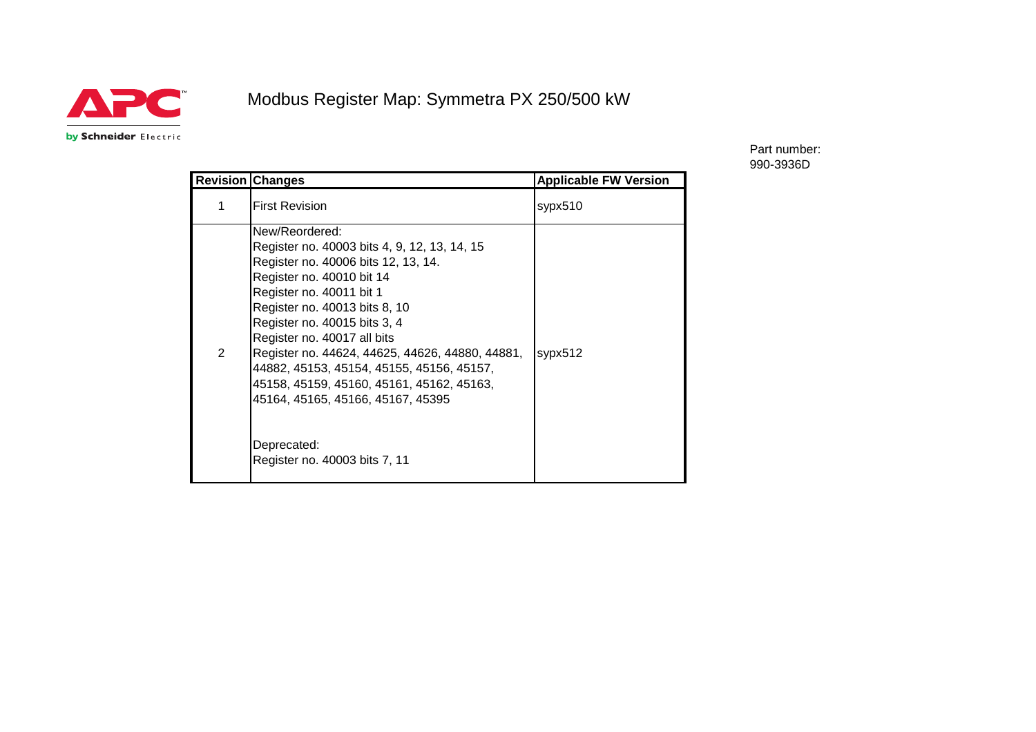APC by Schneider Electric

# Modbus Register Map: Symmetra PX 250/500 kW

Part number:
990-3936D

| Revision | Changes | Applicable FW Version |
|---|---|---|
| 1 | First Revision | sypx510 |
| 2 | New/Reordered:<br>Register no. 40003 bits 4, 9, 12, 13, 14, 15<br>Register no. 40006 bits 12, 13, 14.<br>Register no. 40010 bit 14<br>Register no. 40011 bit 1<br>Register no. 40013 bits 8, 10<br>Register no. 40015 bits 3, 4<br>Register no. 40017 all bits<br>Register no. 44624, 44625, 44626, 44880, 44881, 44882, 45153, 45154, 45155, 45156, 45157, 45158, 45159, 45160, 45161, 45162, 45163, 45164, 45165, 45166, 45167, 45395<br><br>Deprecated:<br>Register no. 40003 bits 7, 11 | sypx512 |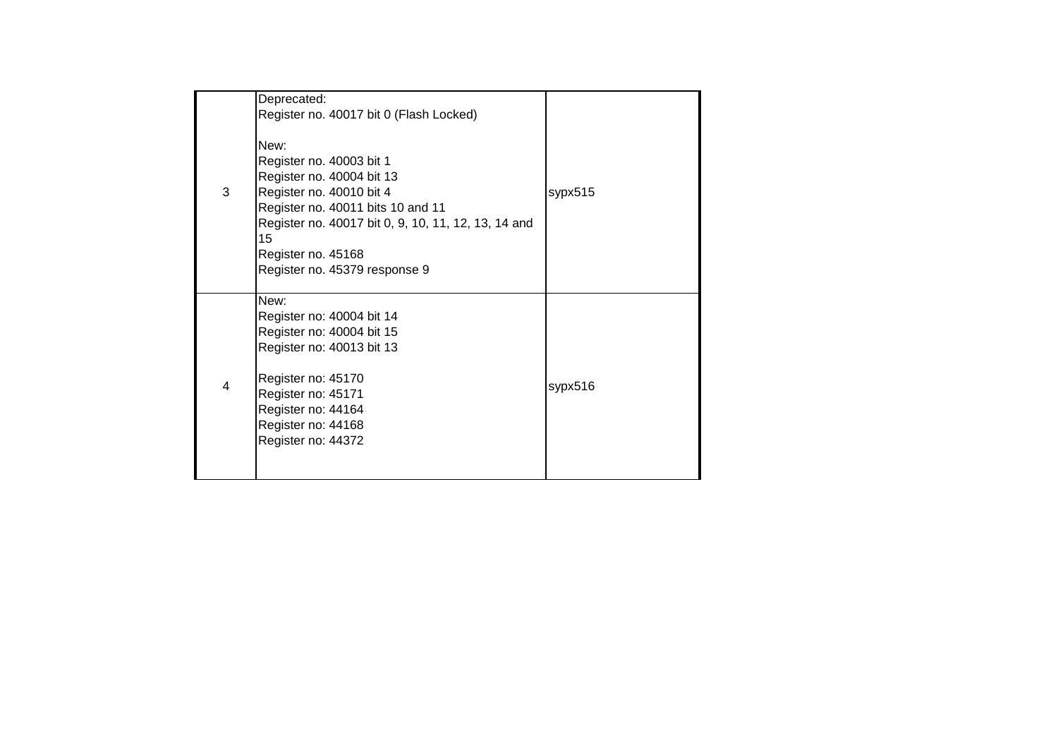| | | |
|---|---|---|
| 3 | Deprecated:<br>Register no. 40017 bit 0 (Flash Locked)<br><br>New:<br>Register no. 40003 bit 1<br>Register no. 40004 bit 13<br>Register no. 40010 bit 4<br>Register no. 40011 bits 10 and 11<br>Register no. 40017 bit 0, 9, 10, 11, 12, 13, 14 and 15<br>Register no. 45168<br>Register no. 45379 response 9 | sypx515 |
| 4 | New:<br>Register no: 40004 bit 14<br>Register no: 40004 bit 15<br>Register no: 40013 bit 13<br><br>Register no: 45170<br>Register no: 45171<br>Register no: 44164<br>Register no: 44168<br>Register no: 44372 | sypx516 |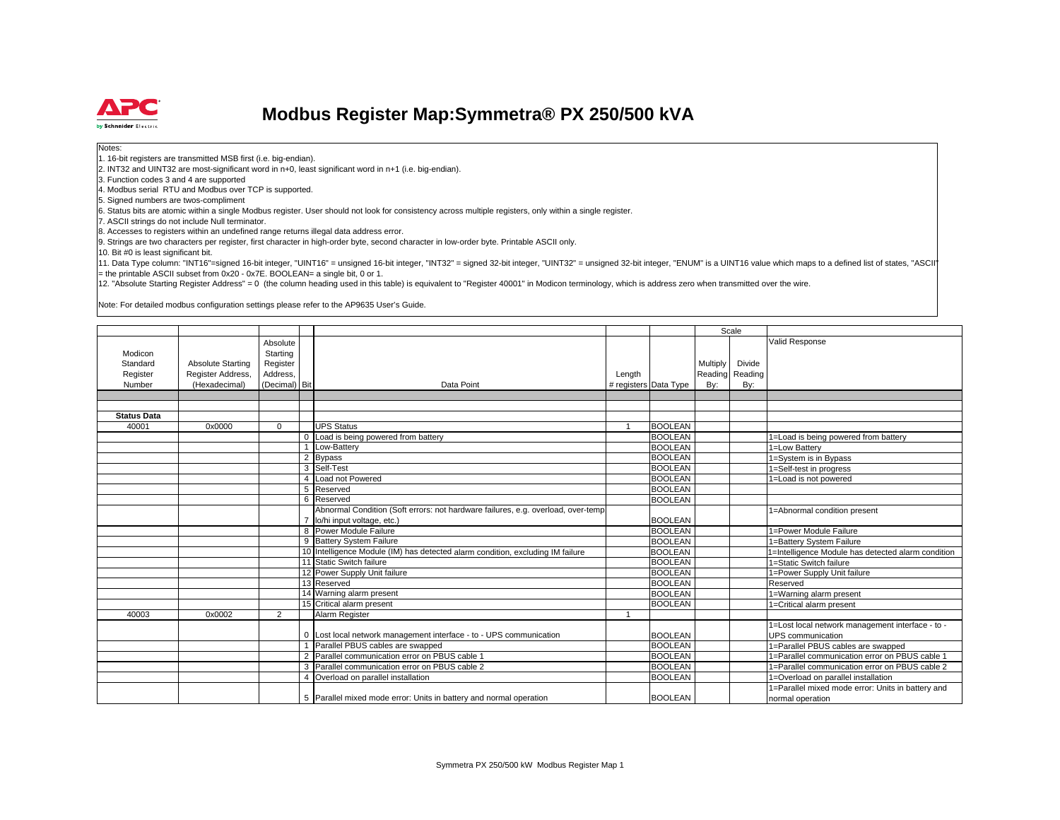# Modbus Register Map:Symmetra® PX 250/500 kVA

Notes:
1. 16-bit registers are transmitted MSB first (i.e. big-endian).
2. INT32 and UINT32 are most-significant word in n+0, least significant word in n+1 (i.e. big-endian).
3. Function codes 3 and 4 are supported
4. Modbus serial RTU and Modbus over TCP is supported.
5. Signed numbers are twos-compliment
6. Status bits are atomic within a single Modbus register. User should not look for consistency across multiple registers, only within a single register.
7. ASCII strings do not include Null terminator.
8. Accesses to registers within an undefined range returns illegal data address error.
9. Strings are two characters per register, first character in high-order byte, second character in low-order byte. Printable ASCII only.
10. Bit #0 is least significant bit.
11. Data Type column: "INT16"=signed 16-bit integer, "UINT16" = unsigned 16-bit integer, "INT32" = signed 32-bit integer, "UINT32" = unsigned 32-bit integer, "ENUM" is a UINT16 value which maps to a defined list of states, "ASCII" = the printable ASCII subset from 0x20 - 0x7E. BOOLEAN= a single bit, 0 or 1.
12. "Absolute Starting Register Address" = 0 (the column heading used in this table) is equivalent to "Register 40001" in Modicon terminology, which is address zero when transmitted over the wire.

Note: For detailed modbus configuration settings please refer to the AP9635 User's Guide.

| Modicon Standard Register Number | Absolute Starting Register Address, (Hexadecimal) | Absolute Starting Register Address, (Decimal) | Bit | Data Point | Length # registers | Data Type | Scale: Multiply Reading By: | Scale: Divide Reading By: | Valid Response |
|---|---|---|---|---|---|---|---|---|---|
| **Status Data** | | | | | | | | | |
| 40001 | 0x0000 | 0 | | UPS Status | 1 | BOOLEAN | | | |
| | | | 0 | Load is being powered from battery | | BOOLEAN | | | 1=Load is being powered from battery |
| | | | 1 | Low-Battery | | BOOLEAN | | | 1=Low Battery |
| | | | 2 | Bypass | | BOOLEAN | | | 1=System is in Bypass |
| | | | 3 | Self-Test | | BOOLEAN | | | 1=Self-test in progress |
| | | | 4 | Load not Powered | | BOOLEAN | | | 1=Load is not powered |
| | | | 5 | Reserved | | BOOLEAN | | | |
| | | | 6 | Reserved | | BOOLEAN | | | |
| | | | 7 | Abnormal Condition (Soft errors: not hardware failures, e.g. overload, over-temp lo/hi input voltage, etc.) | | BOOLEAN | | | 1=Abnormal condition present |
| | | | 8 | Power Module Failure | | BOOLEAN | | | 1=Power Module Failure |
| | | | 9 | Battery System Failure | | BOOLEAN | | | 1=Battery System Failure |
| | | | 10 | Intelligence Module (IM) has detected alarm condition, excluding IM failure | | BOOLEAN | | | 1=Intelligence Module has detected alarm condition |
| | | | 11 | Static Switch failure | | BOOLEAN | | | 1=Static Switch failure |
| | | | 12 | Power Supply Unit failure | | BOOLEAN | | | 1=Power Supply Unit failure |
| | | | 13 | Reserved | | BOOLEAN | | | Reserved |
| | | | 14 | Warning alarm present | | BOOLEAN | | | 1=Warning alarm present |
| | | | 15 | Critical alarm present | | BOOLEAN | | | 1=Critical alarm present |
| 40003 | 0x0002 | 2 | | Alarm Register | 1 | | | | |
| | | | 0 | Lost local network management interface - to - UPS communication | | BOOLEAN | | | 1=Lost local network management interface - to - UPS communication |
| | | | 1 | Parallel PBUS cables are swapped | | BOOLEAN | | | 1=Parallel PBUS cables are swapped |
| | | | 2 | Parallel communication error on PBUS cable 1 | | BOOLEAN | | | 1=Parallel communication error on PBUS cable 1 |
| | | | 3 | Parallel communication error on PBUS cable 2 | | BOOLEAN | | | 1=Parallel communication error on PBUS cable 2 |
| | | | 4 | Overload on parallel installation | | BOOLEAN | | | 1=Overload on parallel installation |
| | | | 5 | Parallel mixed mode error: Units in battery and normal operation | | BOOLEAN | | | 1=Parallel mixed mode error: Units in battery and normal operation |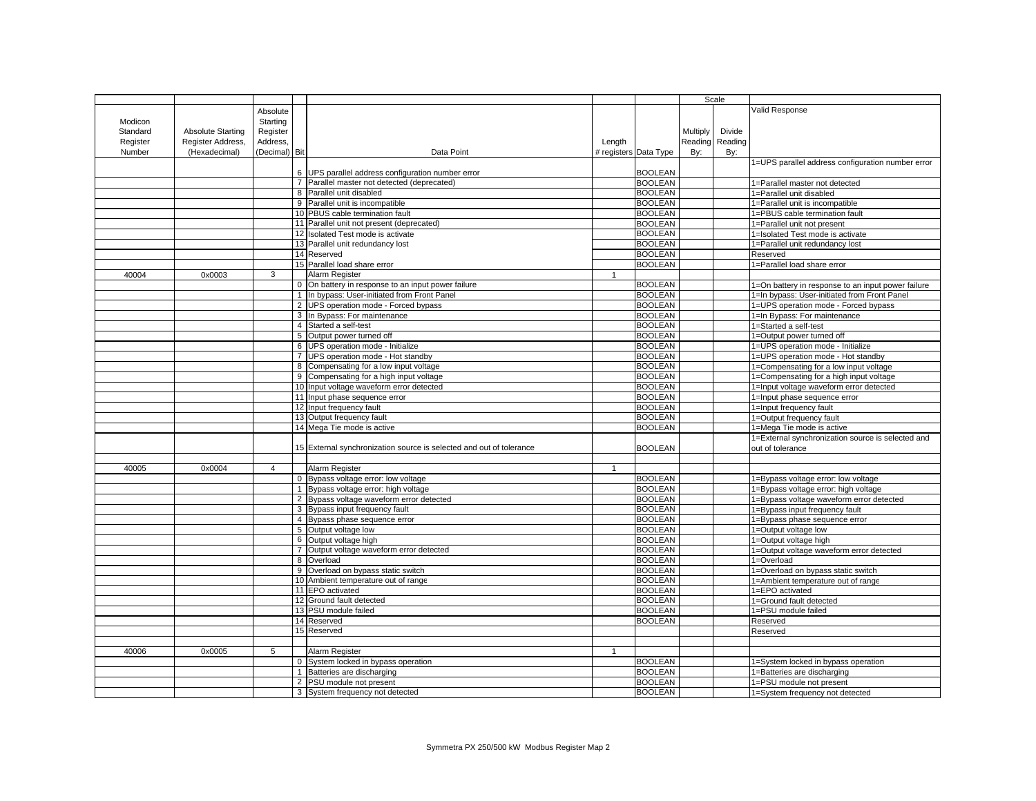| Modicon Standard Register Number | Absolute Starting Register Address, (Hexadecimal) | Absolute Starting Register Address, (Decimal) | Bit | Data Point | Length # registers | Data Type | Scale Multiply Reading By: | Divide Reading By: | Valid Response |
|---|---|---|---|---|---|---|---|---|---|
| | | | 6 | UPS parallel address configuration number error | | BOOLEAN | | | 1=UPS parallel address configuration number error |
| | | | 7 | Parallel master not detected (deprecated) | | BOOLEAN | | | 1=Parallel master not detected |
| | | | 8 | Parallel unit disabled | | BOOLEAN | | | 1=Parallel unit disabled |
| | | | 9 | Parallel unit is incompatible | | BOOLEAN | | | 1=Parallel unit is incompatible |
| | | | 10 | PBUS cable termination fault | | BOOLEAN | | | 1=PBUS cable termination fault |
| | | | 11 | Parallel unit not present (deprecated) | | BOOLEAN | | | 1=Parallel unit not present |
| | | | 12 | Isolated Test mode is activate | | BOOLEAN | | | 1=Isolated Test mode is activate |
| | | | 13 | Parallel unit redundancy lost | | BOOLEAN | | | 1=Parallel unit redundancy lost |
| | | | 14 | Reserved | | BOOLEAN | | | Reserved |
| | | | 15 | Parallel load share error | | BOOLEAN | | | 1=Parallel load share error |
| 40004 | 0x0003 | 3 | | Alarm Register | 1 | | | | |
| | | | 0 | On battery in response to an input power failure | | BOOLEAN | | | 1=On battery in response to an input power failure |
| | | | 1 | In bypass: User-initiated from Front Panel | | BOOLEAN | | | 1=In bypass: User-initiated from Front Panel |
| | | | 2 | UPS operation mode - Forced bypass | | BOOLEAN | | | 1=UPS operation mode - Forced bypass |
| | | | 3 | In Bypass: For maintenance | | BOOLEAN | | | 1=In Bypass: For maintenance |
| | | | 4 | Started a self-test | | BOOLEAN | | | 1=Started a self-test |
| | | | 5 | Output power turned off | | BOOLEAN | | | 1=Output power turned off |
| | | | 6 | UPS operation mode - Initialize | | BOOLEAN | | | 1=UPS operation mode - Initialize |
| | | | 7 | UPS operation mode - Hot standby | | BOOLEAN | | | 1=UPS operation mode - Hot standby |
| | | | 8 | Compensating for a low input voltage | | BOOLEAN | | | 1=Compensating for a low input voltage |
| | | | 9 | Compensating for a high input voltage | | BOOLEAN | | | 1=Compensating for a high input voltage |
| | | | 10 | Input voltage waveform error detected | | BOOLEAN | | | 1=Input voltage waveform error detected |
| | | | 11 | Input phase sequence error | | BOOLEAN | | | 1=Input phase sequence error |
| | | | 12 | Input frequency fault | | BOOLEAN | | | 1=Input frequency fault |
| | | | 13 | Output frequency fault | | BOOLEAN | | | 1=Output frequency fault |
| | | | 14 | Mega Tie mode is active | | BOOLEAN | | | 1=Mega Tie mode is active |
| | | | 15 | External synchronization source is selected and out of tolerance | | BOOLEAN | | | 1=External synchronization source is selected and out of tolerance |
| | | | | | | | | | |
| 40005 | 0x0004 | 4 | | Alarm Register | 1 | | | | |
| | | | 0 | Bypass voltage error: low voltage | | BOOLEAN | | | 1=Bypass voltage error: low voltage |
| | | | 1 | Bypass voltage error: high voltage | | BOOLEAN | | | 1=Bypass voltage error: high voltage |
| | | | 2 | Bypass voltage waveform error detected | | BOOLEAN | | | 1=Bypass voltage waveform error detected |
| | | | 3 | Bypass input frequency fault | | BOOLEAN | | | 1=Bypass input frequency fault |
| | | | 4 | Bypass phase sequence error | | BOOLEAN | | | 1=Bypass phase sequence error |
| | | | 5 | Output voltage low | | BOOLEAN | | | 1=Output voltage low |
| | | | 6 | Output voltage high | | BOOLEAN | | | 1=Output voltage high |
| | | | 7 | Output voltage waveform error detected | | BOOLEAN | | | 1=Output voltage waveform error detected |
| | | | 8 | Overload | | BOOLEAN | | | 1=Overload |
| | | | 9 | Overload on bypass static switch | | BOOLEAN | | | 1=Overload on bypass static switch |
| | | | 10 | Ambient temperature out of range | | BOOLEAN | | | 1=Ambient temperature out of range |
| | | | 11 | EPO activated | | BOOLEAN | | | 1=EPO activated |
| | | | 12 | Ground fault detected | | BOOLEAN | | | 1=Ground fault detected |
| | | | 13 | PSU module failed | | BOOLEAN | | | 1=PSU module failed |
| | | | 14 | Reserved | | BOOLEAN | | | Reserved |
| | | | 15 | Reserved | | | | | Reserved |
| | | | | | | | | | |
| 40006 | 0x0005 | 5 | | Alarm Register | 1 | | | | |
| | | | 0 | System locked in bypass operation | | BOOLEAN | | | 1=System locked in bypass operation |
| | | | 1 | Batteries are discharging | | BOOLEAN | | | 1=Batteries are discharging |
| | | | 2 | PSU module not present | | BOOLEAN | | | 1=PSU module not present |
| | | | 3 | System frequency not detected | | BOOLEAN | | | 1=System frequency not detected |

Symmetra PX 250/500 kW Modbus Register Map 2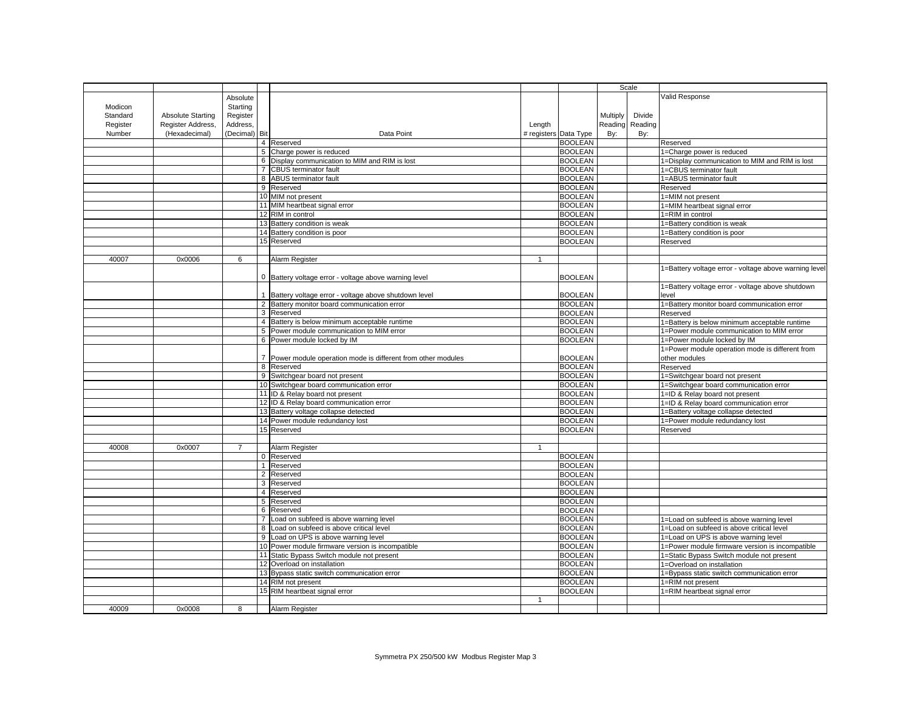| Modicon Standard Register Number | Absolute Starting Register Address, (Hexadecimal) | Absolute Starting Register Address, (Decimal) | Bit | Data Point | Length # registers | Data Type | Scale Multiply Reading By: | Scale Divide Reading By: | Valid Response |
|---|---|---|---|---|---|---|---|---|---|
| | | | 4 | Reserved | | BOOLEAN | | | Reserved |
| | | | 5 | Charge power is reduced | | BOOLEAN | | | 1=Charge power is reduced |
| | | | 6 | Display communication to MIM and RIM is lost | | BOOLEAN | | | 1=Display communication to MIM and RIM is lost |
| | | | 7 | CBUS terminator fault | | BOOLEAN | | | 1=CBUS terminator fault |
| | | | 8 | ABUS terminator fault | | BOOLEAN | | | 1=ABUS terminator fault |
| | | | 9 | Reserved | | BOOLEAN | | | Reserved |
| | | | 10 | MIM not present | | BOOLEAN | | | 1=MIM not present |
| | | | 11 | MIM heartbeat signal error | | BOOLEAN | | | 1=MIM heartbeat signal error |
| | | | 12 | RIM in control | | BOOLEAN | | | 1=RIM in control |
| | | | 13 | Battery condition is weak | | BOOLEAN | | | 1=Battery condition is weak |
| | | | 14 | Battery condition is poor | | BOOLEAN | | | 1=Battery condition is poor |
| | | | 15 | Reserved | | BOOLEAN | | | Reserved |
| | | | | | | | | | |
| 40007 | 0x0006 | 6 | | Alarm Register | 1 | | | | |
| | | | 0 | Battery voltage error - voltage above warning level | | BOOLEAN | | | 1=Battery voltage error - voltage above warning level |
| | | | 1 | Battery voltage error - voltage above shutdown level | | BOOLEAN | | | 1=Battery voltage error - voltage above shutdown level |
| | | | 2 | Battery monitor board communication error | | BOOLEAN | | | 1=Battery monitor board communication error |
| | | | 3 | Reserved | | BOOLEAN | | | Reserved |
| | | | 4 | Battery is below minimum acceptable runtime | | BOOLEAN | | | 1=Battery is below minimum acceptable runtime |
| | | | 5 | Power module communication to MIM error | | BOOLEAN | | | 1=Power module communication to MIM error |
| | | | 6 | Power module locked by IM | | BOOLEAN | | | 1=Power module locked by IM |
| | | | 7 | Power module operation mode is different from other modules | | BOOLEAN | | | 1=Power module operation mode is different from other modules |
| | | | 8 | Reserved | | BOOLEAN | | | Reserved |
| | | | 9 | Switchgear board not present | | BOOLEAN | | | 1=Switchgear board not present |
| | | | 10 | Switchgear board communication error | | BOOLEAN | | | 1=Switchgear board communication error |
| | | | 11 | ID & Relay board not present | | BOOLEAN | | | 1=ID & Relay board not present |
| | | | 12 | ID & Relay board communication error | | BOOLEAN | | | 1=ID & Relay board communication error |
| | | | 13 | Battery voltage collapse detected | | BOOLEAN | | | 1=Battery voltage collapse detected |
| | | | 14 | Power module redundancy lost | | BOOLEAN | | | 1=Power module redundancy lost |
| | | | 15 | Reserved | | BOOLEAN | | | Reserved |
| | | | | | | | | | |
| 40008 | 0x0007 | 7 | | Alarm Register | 1 | | | | |
| | | | 0 | Reserved | | BOOLEAN | | | |
| | | | 1 | Reserved | | BOOLEAN | | | |
| | | | 2 | Reserved | | BOOLEAN | | | |
| | | | 3 | Reserved | | BOOLEAN | | | |
| | | | 4 | Reserved | | BOOLEAN | | | |
| | | | 5 | Reserved | | BOOLEAN | | | |
| | | | 6 | Reserved | | BOOLEAN | | | |
| | | | 7 | Load on subfeed is above warning level | | BOOLEAN | | | 1=Load on subfeed is above warning level |
| | | | 8 | Load on subfeed is above critical level | | BOOLEAN | | | 1=Load on subfeed is above critical level |
| | | | 9 | Load on UPS is above warning level | | BOOLEAN | | | 1=Load on UPS is above warning level |
| | | | 10 | Power module firmware version is incompatible | | BOOLEAN | | | 1=Power module firmware version is incompatible |
| | | | 11 | Static Bypass Switch module not present | | BOOLEAN | | | 1=Static Bypass Switch module not present |
| | | | 12 | Overload on installation | | BOOLEAN | | | 1=Overload on installation |
| | | | 13 | Bypass static switch communication error | | BOOLEAN | | | 1=Bypass static switch communication error |
| | | | 14 | RIM not present | | BOOLEAN | | | 1=RIM not present |
| | | | 15 | RIM heartbeat signal error | | BOOLEAN | | | 1=RIM heartbeat signal error |
| | | | | | 1 | | | | |
| 40009 | 0x0008 | 8 | | Alarm Register | | | | | |

Symmetra PX 250/500 kW Modbus Register Map 3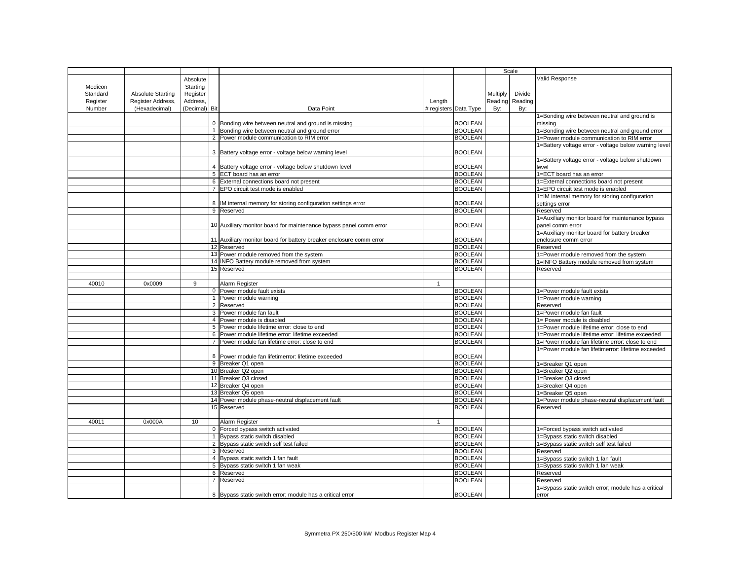| | | | | | | | Scale | | |
|---|---|---|---|---|---|---|---|---|---|
| Modicon Standard Register Number | Absolute Starting Register Address, (Hexadecimal) | Absolute Starting Register Address, (Decimal) | Bit | Data Point | Length # registers | Data Type | Multiply Reading By: | Divide Reading By: | Valid Response |
| | | | 0 | Bonding wire between neutral and ground is missing | | BOOLEAN | | | 1=Bonding wire between neutral and ground is missing |
| | | | 1 | Bonding wire between neutral and ground error | | BOOLEAN | | | 1=Bonding wire between neutral and ground error |
| | | | 2 | Power module communication to RIM error | | BOOLEAN | | | 1=Power module communication to RIM error |
| | | | 3 | Battery voltage error - voltage below warning level | | BOOLEAN | | | 1=Battery voltage error - voltage below warning level |
| | | | 4 | Battery voltage error - voltage below shutdown level | | BOOLEAN | | | 1=Battery voltage error - voltage below shutdown level |
| | | | 5 | ECT board has an error | | BOOLEAN | | | 1=ECT board has an error |
| | | | 6 | External connections board not present | | BOOLEAN | | | 1=External connections board not present |
| | | | 7 | EPO circuit test mode is enabled | | BOOLEAN | | | 1=EPO circuit test mode is enabled |
| | | | 8 | IM internal memory for storing configuration settings error | | BOOLEAN | | | 1=IM internal memory for storing configuration settings error |
| | | | 9 | Reserved | | BOOLEAN | | | Reserved |
| | | | 10 | Auxiliary monitor board for maintenance bypass panel comm error | | BOOLEAN | | | 1=Auxiliary monitor board for maintenance bypass panel comm error |
| | | | 11 | Auxiliary monitor board for battery breaker enclosure comm error | | BOOLEAN | | | 1=Auxiliary monitor board for battery breaker enclosure comm error |
| | | | 12 | Reserved | | BOOLEAN | | | Reserved |
| | | | 13 | Power module removed from the system | | BOOLEAN | | | 1=Power module removed from the system |
| | | | 14 | INFO Battery module removed from system | | BOOLEAN | | | 1=INFO Battery module removed from system |
| | | | 15 | Reserved | | BOOLEAN | | | Reserved |
| | | | | | | | | | |
| 40010 | 0x0009 | 9 | | Alarm Register | 1 | | | | |
| | | | 0 | Power module fault exists | | BOOLEAN | | | 1=Power module fault exists |
| | | | 1 | Power module warning | | BOOLEAN | | | 1=Power module warning |
| | | | 2 | Reserved | | BOOLEAN | | | Reserved |
| | | | 3 | Power module fan fault | | BOOLEAN | | | 1=Power module fan fault |
| | | | 4 | Power module is disabled | | BOOLEAN | | | 1= Power module is disabled |
| | | | 5 | Power module lifetime error: close to end | | BOOLEAN | | | 1=Power module lifetime error: close to end |
| | | | 6 | Power module lifetime error: lifetime exceeded | | BOOLEAN | | | 1=Power module lifetime error: lifetime exceeded |
| | | | 7 | Power module fan lifetime error: close to end | | BOOLEAN | | | 1=Power module fan lifetime error: close to end |
| | | | 8 | Power module fan lifetimerror: lifetime exceeded | | BOOLEAN | | | 1=Power module fan lifetimerror: lifetime exceeded |
| | | | 9 | Breaker Q1 open | | BOOLEAN | | | 1=Breaker Q1 open |
| | | | 10 | Breaker Q2 open | | BOOLEAN | | | 1=Breaker Q2 open |
| | | | 11 | Breaker Q3 closed | | BOOLEAN | | | 1=Breaker Q3 closed |
| | | | 12 | Breaker Q4 open | | BOOLEAN | | | 1=Breaker Q4 open |
| | | | 13 | Breaker Q5 open | | BOOLEAN | | | 1=Breaker Q5 open |
| | | | 14 | Power module phase-neutral displacement fault | | BOOLEAN | | | 1=Power module phase-neutral displacement fault |
| | | | 15 | Reserved | | BOOLEAN | | | Reserved |
| | | | | | | | | | |
| 40011 | 0x000A | 10 | | Alarm Register | 1 | | | | |
| | | | 0 | Forced bypass switch activated | | BOOLEAN | | | 1=Forced bypass switch activated |
| | | | 1 | Bypass static switch disabled | | BOOLEAN | | | 1=Bypass static switch disabled |
| | | | 2 | Bypass static switch self test failed | | BOOLEAN | | | 1=Bypass static switch self test failed |
| | | | 3 | Reserved | | BOOLEAN | | | Reserved |
| | | | 4 | Bypass static switch 1 fan fault | | BOOLEAN | | | 1=Bypass static switch 1 fan fault |
| | | | 5 | Bypass static switch 1 fan weak | | BOOLEAN | | | 1=Bypass static switch 1 fan weak |
| | | | 6 | Reserved | | BOOLEAN | | | Reserved |
| | | | 7 | Reserved | | BOOLEAN | | | Reserved |
| | | | 8 | Bypass static switch error; module has a critical error | | BOOLEAN | | | 1=Bypass static switch error; module has a critical error |

Symmetra PX 250/500 kW Modbus Register Map 4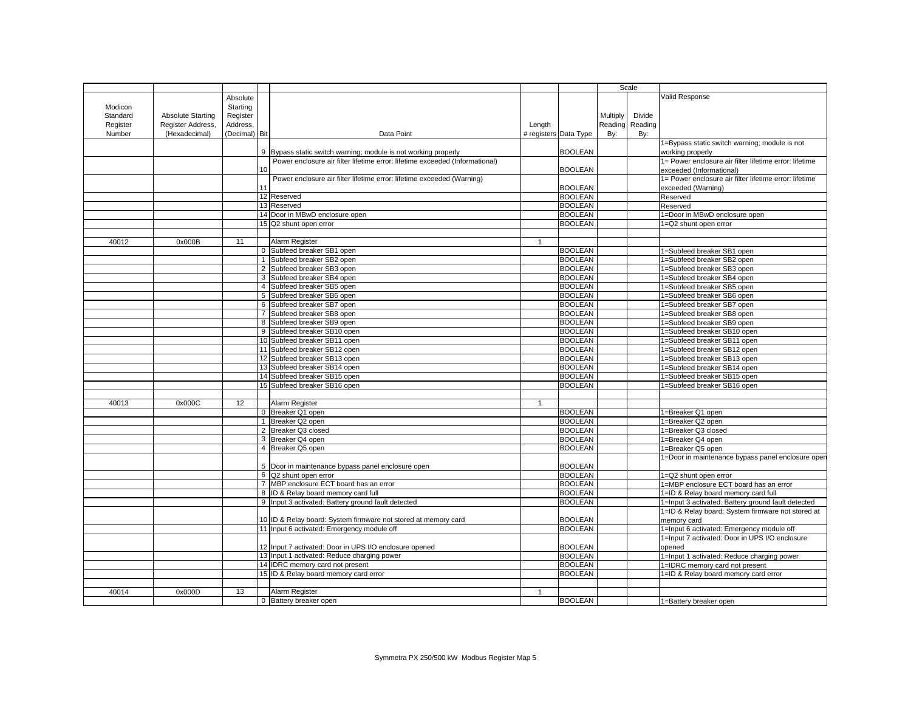| Modicon Standard Register Number | Absolute Starting Register Address, (Hexadecimal) | Absolute Starting Register Address, (Decimal) | Bit | Data Point | Length # registers | Data Type | Scale Multiply Reading By: | Scale Divide Reading By: | Valid Response |
|---|---|---|---|---|---|---|---|---|---|
| | | | 9 | Bypass static switch warning; module is not working properly | | BOOLEAN | | | 1=Bypass static switch warning; module is not working properly |
| | | | 10 | Power enclosure air filter lifetime error: lifetime exceeded (Informational) | | BOOLEAN | | | 1= Power enclosure air filter lifetime error: lifetime exceeded (Informational) |
| | | | 11 | Power enclosure air filter lifetime error: lifetime exceeded (Warning) | | BOOLEAN | | | 1= Power enclosure air filter lifetime error: lifetime exceeded (Warning) |
| | | | 12 | Reserved | | BOOLEAN | | | Reserved |
| | | | 13 | Reserved | | BOOLEAN | | | Reserved |
| | | | 14 | Door in MBwD enclosure open | | BOOLEAN | | | 1=Door in MBwD enclosure open |
| | | | 15 | Q2 shunt open error | | BOOLEAN | | | 1=Q2 shunt open error |
| | | | | | | | | | |
| 40012 | 0x000B | 11 | | Alarm Register | 1 | | | | |
| | | | 0 | Subfeed breaker SB1 open | | BOOLEAN | | | 1=Subfeed breaker SB1 open |
| | | | 1 | Subfeed breaker SB2 open | | BOOLEAN | | | 1=Subfeed breaker SB2 open |
| | | | 2 | Subfeed breaker SB3 open | | BOOLEAN | | | 1=Subfeed breaker SB3 open |
| | | | 3 | Subfeed breaker SB4 open | | BOOLEAN | | | 1=Subfeed breaker SB4 open |
| | | | 4 | Subfeed breaker SB5 open | | BOOLEAN | | | 1=Subfeed breaker SB5 open |
| | | | 5 | Subfeed breaker SB6 open | | BOOLEAN | | | 1=Subfeed breaker SB6 open |
| | | | 6 | Subfeed breaker SB7 open | | BOOLEAN | | | 1=Subfeed breaker SB7 open |
| | | | 7 | Subfeed breaker SB8 open | | BOOLEAN | | | 1=Subfeed breaker SB8 open |
| | | | 8 | Subfeed breaker SB9 open | | BOOLEAN | | | 1=Subfeed breaker SB9 open |
| | | | 9 | Subfeed breaker SB10 open | | BOOLEAN | | | 1=Subfeed breaker SB10 open |
| | | | 10 | Subfeed breaker SB11 open | | BOOLEAN | | | 1=Subfeed breaker SB11 open |
| | | | 11 | Subfeed breaker SB12 open | | BOOLEAN | | | 1=Subfeed breaker SB12 open |
| | | | 12 | Subfeed breaker SB13 open | | BOOLEAN | | | 1=Subfeed breaker SB13 open |
| | | | 13 | Subfeed breaker SB14 open | | BOOLEAN | | | 1=Subfeed breaker SB14 open |
| | | | 14 | Subfeed breaker SB15 open | | BOOLEAN | | | 1=Subfeed breaker SB15 open |
| | | | 15 | Subfeed breaker SB16 open | | BOOLEAN | | | 1=Subfeed breaker SB16 open |
| | | | | | | | | | |
| 40013 | 0x000C | 12 | | Alarm Register | 1 | | | | |
| | | | 0 | Breaker Q1 open | | BOOLEAN | | | 1=Breaker Q1 open |
| | | | 1 | Breaker Q2 open | | BOOLEAN | | | 1=Breaker Q2 open |
| | | | 2 | Breaker Q3 closed | | BOOLEAN | | | 1=Breaker Q3 closed |
| | | | 3 | Breaker Q4 open | | BOOLEAN | | | 1=Breaker Q4 open |
| | | | 4 | Breaker Q5 open | | BOOLEAN | | | 1=Breaker Q5 open |
| | | | 5 | Door in maintenance bypass panel enclosure open | | BOOLEAN | | | 1=Door in maintenance bypass panel enclosure open |
| | | | 6 | Q2 shunt open error | | BOOLEAN | | | 1=Q2 shunt open error |
| | | | 7 | MBP enclosure ECT board has an error | | BOOLEAN | | | 1=MBP enclosure ECT board has an error |
| | | | 8 | ID & Relay board memory card full | | BOOLEAN | | | 1=ID & Relay board memory card full |
| | | | 9 | Input 3 activated: Battery ground fault detected | | BOOLEAN | | | 1=Input 3 activated: Battery ground fault detected |
| | | | 10 | ID & Relay board: System firmware not stored at memory card | | BOOLEAN | | | 1=ID & Relay board: System firmware not stored at memory card |
| | | | 11 | Input 6 activated: Emergency module off | | BOOLEAN | | | 1=Input 6 activated: Emergency module off |
| | | | 12 | Input 7 activated: Door in UPS I/O enclosure opened | | BOOLEAN | | | 1=Input 7 activated: Door in UPS I/O enclosure opened |
| | | | 13 | Input 1 activated: Reduce charging power | | BOOLEAN | | | 1=Input 1 activated: Reduce charging power |
| | | | 14 | IDRC memory card not present | | BOOLEAN | | | 1=IDRC memory card not present |
| | | | 15 | ID & Relay board memory card error | | BOOLEAN | | | 1=ID & Relay board memory card error |
| | | | | | | | | | |
| 40014 | 0x000D | 13 | | Alarm Register | 1 | | | | |
| | | | 0 | Battery breaker open | | BOOLEAN | | | 1=Battery breaker open |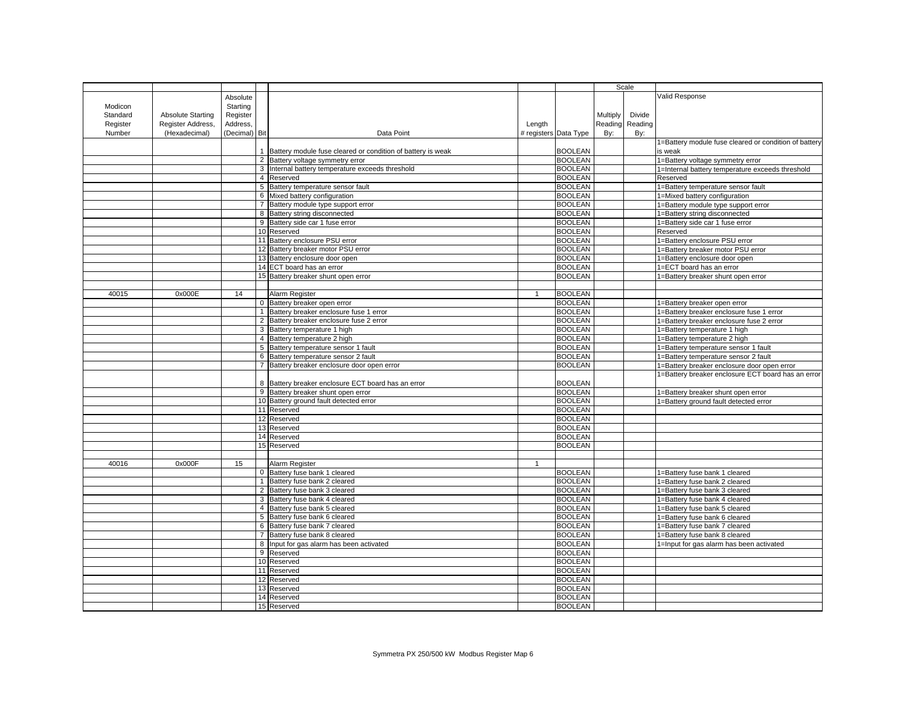| Modicon Standard Register Number | Absolute Starting Register Address, (Hexadecimal) | Absolute Starting Register Address, (Decimal) | Bit | Data Point | Length # registers | Data Type | Scale Multiply Reading By: | Scale Divide Reading By: | Valid Response |
|---|---|---|---|---|---|---|---|---|---|
| | | | 1 | Battery module fuse cleared or condition of battery is weak | | BOOLEAN | | | 1=Battery module fuse cleared or condition of battery is weak |
| | | | 2 | Battery voltage symmetry error | | BOOLEAN | | | 1=Battery voltage symmetry error |
| | | | 3 | Internal battery temperature exceeds threshold | | BOOLEAN | | | 1=Internal battery temperature exceeds threshold |
| | | | 4 | Reserved | | BOOLEAN | | | Reserved |
| | | | 5 | Battery temperature sensor fault | | BOOLEAN | | | 1=Battery temperature sensor fault |
| | | | 6 | Mixed battery configuration | | BOOLEAN | | | 1=Mixed battery configuration |
| | | | 7 | Battery module type support error | | BOOLEAN | | | 1=Battery module type support error |
| | | | 8 | Battery string disconnected | | BOOLEAN | | | 1=Battery string disconnected |
| | | | 9 | Battery side car 1 fuse error | | BOOLEAN | | | 1=Battery side car 1 fuse error |
| | | | 10 | Reserved | | BOOLEAN | | | Reserved |
| | | | 11 | Battery enclosure PSU error | | BOOLEAN | | | 1=Battery enclosure PSU error |
| | | | 12 | Battery breaker motor PSU error | | BOOLEAN | | | 1=Battery breaker motor PSU error |
| | | | 13 | Battery enclosure door open | | BOOLEAN | | | 1=Battery enclosure door open |
| | | | 14 | ECT board has an error | | BOOLEAN | | | 1=ECT board has an error |
| | | | 15 | Battery breaker shunt open error | | BOOLEAN | | | 1=Battery breaker shunt open error |
| | | | | | | | | | |
| 40015 | 0x000E | 14 | | Alarm Register | 1 | BOOLEAN | | | |
| | | | 0 | Battery breaker open error | | BOOLEAN | | | 1=Battery breaker open error |
| | | | 1 | Battery breaker enclosure fuse 1 error | | BOOLEAN | | | 1=Battery breaker enclosure fuse 1 error |
| | | | 2 | Battery breaker enclosure fuse 2 error | | BOOLEAN | | | 1=Battery breaker enclosure fuse 2 error |
| | | | 3 | Battery temperature 1 high | | BOOLEAN | | | 1=Battery temperature 1 high |
| | | | 4 | Battery temperature 2 high | | BOOLEAN | | | 1=Battery temperature 2 high |
| | | | 5 | Battery temperature sensor 1 fault | | BOOLEAN | | | 1=Battery temperature sensor 1 fault |
| | | | 6 | Battery temperature sensor 2 fault | | BOOLEAN | | | 1=Battery temperature sensor 2 fault |
| | | | 7 | Battery breaker enclosure door open error | | BOOLEAN | | | 1=Battery breaker enclosure door open error |
| | | | 8 | Battery breaker enclosure ECT board has an error | | BOOLEAN | | | 1=Battery breaker enclosure ECT board has an error |
| | | | 9 | Battery breaker shunt open error | | BOOLEAN | | | 1=Battery breaker shunt open error |
| | | | 10 | Battery ground fault detected error | | BOOLEAN | | | 1=Battery ground fault detected error |
| | | | 11 | Reserved | | BOOLEAN | | | |
| | | | 12 | Reserved | | BOOLEAN | | | |
| | | | 13 | Reserved | | BOOLEAN | | | |
| | | | 14 | Reserved | | BOOLEAN | | | |
| | | | 15 | Reserved | | BOOLEAN | | | |
| | | | | | | | | | |
| 40016 | 0x000F | 15 | | Alarm Register | 1 | | | | |
| | | | 0 | Battery fuse bank 1 cleared | | BOOLEAN | | | 1=Battery fuse bank 1 cleared |
| | | | 1 | Battery fuse bank 2 cleared | | BOOLEAN | | | 1=Battery fuse bank 2 cleared |
| | | | 2 | Battery fuse bank 3 cleared | | BOOLEAN | | | 1=Battery fuse bank 3 cleared |
| | | | 3 | Battery fuse bank 4 cleared | | BOOLEAN | | | 1=Battery fuse bank 4 cleared |
| | | | 4 | Battery fuse bank 5 cleared | | BOOLEAN | | | 1=Battery fuse bank 5 cleared |
| | | | 5 | Battery fuse bank 6 cleared | | BOOLEAN | | | 1=Battery fuse bank 6 cleared |
| | | | 6 | Battery fuse bank 7 cleared | | BOOLEAN | | | 1=Battery fuse bank 7 cleared |
| | | | 7 | Battery fuse bank 8 cleared | | BOOLEAN | | | 1=Battery fuse bank 8 cleared |
| | | | 8 | Input for gas alarm has been activated | | BOOLEAN | | | 1=Input for gas alarm has been activated |
| | | | 9 | Reserved | | BOOLEAN | | | |
| | | | 10 | Reserved | | BOOLEAN | | | |
| | | | 11 | Reserved | | BOOLEAN | | | |
| | | | 12 | Reserved | | BOOLEAN | | | |
| | | | 13 | Reserved | | BOOLEAN | | | |
| | | | 14 | Reserved | | BOOLEAN | | | |
| | | | 15 | Reserved | | BOOLEAN | | | |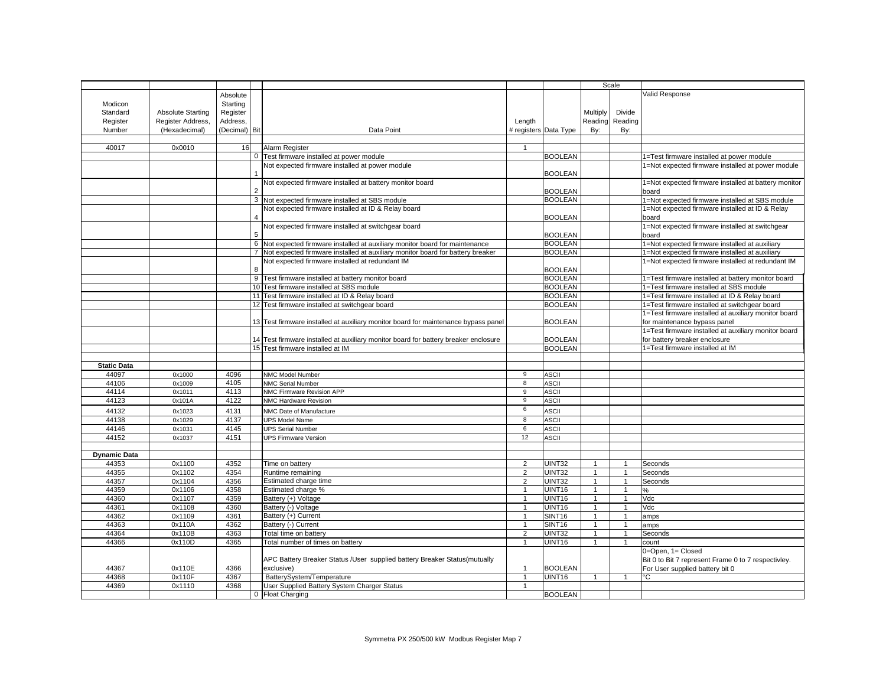| Modicon Standard Register Number | Absolute Starting Register Address, (Hexadecimal) | Absolute Starting Register Address, (Decimal) | Bit | Data Point | Length # registers | Data Type | Scale Multiply Reading By: | Divide Reading By: | Valid Response |
|---|---|---|---|---|---|---|---|---|---|
| 40017 | 0x0010 | 16 | | Alarm Register | 1 | | | | |
| | | | 0 | Test firmware installed at power module | | BOOLEAN | | | 1=Test firmware installed at power module |
| | | | 1 | Not expected firmware installed at power module | | BOOLEAN | | | 1=Not expected firmware installed at power module |
| | | | 2 | Not expected firmware installed at battery monitor board | | BOOLEAN | | | 1=Not expected firmware installed at battery monitor board |
| | | | 3 | Not expected firmware installed at SBS module | | BOOLEAN | | | 1=Not expected firmware installed at SBS module |
| | | | 4 | Not expected firmware installed at ID & Relay board | | BOOLEAN | | | 1=Not expected firmware installed at ID & Relay board |
| | | | 5 | Not expected firmware installed at switchgear board | | BOOLEAN | | | 1=Not expected firmware installed at switchgear board |
| | | | 6 | Not expected firmware installed at auxiliary monitor board for maintenance | | BOOLEAN | | | 1=Not expected firmware installed at auxiliary |
| | | | 7 | Not expected firmware installed at auxiliary monitor board for battery breaker | | BOOLEAN | | | 1=Not expected firmware installed at auxiliary |
| | | | 8 | Not expected firmware installed at redundant IM | | BOOLEAN | | | 1=Not expected firmware installed at redundant IM |
| | | | 9 | Test firmware installed at battery monitor board | | BOOLEAN | | | 1=Test firmware installed at battery monitor board |
| | | | 10 | Test firmware installed at SBS module | | BOOLEAN | | | 1=Test firmware installed at SBS module |
| | | | 11 | Test firmware installed at ID & Relay board | | BOOLEAN | | | 1=Test firmware installed at ID & Relay board |
| | | | 12 | Test firmware installed at switchgear board | | BOOLEAN | | | 1=Test firmware installed at switchgear board |
| | | | 13 | Test firmware installed at auxiliary monitor board for maintenance bypass panel | | BOOLEAN | | | 1=Test firmware installed at auxiliary monitor board for maintenance bypass panel |
| | | | 14 | Test firmware installed at auxiliary monitor board for battery breaker enclosure | | BOOLEAN | | | 1=Test firmware installed at auxiliary monitor board for battery breaker enclosure |
| | | | 15 | Test firmware installed at IM | | BOOLEAN | | | 1=Test firmware installed at IM |
| **Static Data** | | | | | | | | | |
| 44097 | 0x1000 | 4096 | | NMC Model Number | 9 | ASCII | | | |
| 44106 | 0x1009 | 4105 | | NMC Serial Number | 8 | ASCII | | | |
| 44114 | 0x1011 | 4113 | | NMC Firmware Revision APP | 9 | ASCII | | | |
| 44123 | 0x101A | 4122 | | NMC Hardware Revision | 9 | ASCII | | | |
| 44132 | 0x1023 | 4131 | | NMC Date of Manufacture | 6 | ASCII | | | |
| 44138 | 0x1029 | 4137 | | UPS Model Name | 8 | ASCII | | | |
| 44146 | 0x1031 | 4145 | | UPS Serial Number | 6 | ASCII | | | |
| 44152 | 0x1037 | 4151 | | UPS Firmware Version | 12 | ASCII | | | |
| **Dynamic Data** | | | | | | | | | |
| 44353 | 0x1100 | 4352 | | Time on battery | 2 | UINT32 | 1 | 1 | Seconds |
| 44355 | 0x1102 | 4354 | | Runtime remaining | 2 | UINT32 | 1 | 1 | Seconds |
| 44357 | 0x1104 | 4356 | | Estimated charge time | 2 | UINT32 | 1 | 1 | Seconds |
| 44359 | 0x1106 | 4358 | | Estimated charge % | 1 | UINT16 | 1 | 1 | % |
| 44360 | 0x1107 | 4359 | | Battery (+) Voltage | 1 | UINT16 | 1 | 1 | Vdc |
| 44361 | 0x1108 | 4360 | | Battery (-) Voltage | 1 | UINT16 | 1 | 1 | Vdc |
| 44362 | 0x1109 | 4361 | | Battery (+) Current | 1 | SINT16 | 1 | 1 | amps |
| 44363 | 0x110A | 4362 | | Battery (-) Current | 1 | SINT16 | 1 | 1 | amps |
| 44364 | 0x110B | 4363 | | Total time on battery | 2 | UINT32 | 1 | 1 | Seconds |
| 44366 | 0x110D | 4365 | | Total number of times on battery | 1 | UINT16 | 1 | 1 | count |
| 44367 | 0x110E | 4366 | | APC Battery Breaker Status /User supplied battery Breaker Status(mutually exclusive) | 1 | BOOLEAN | | | 0=Open, 1= Closed Bit 0 to Bit 7 represent Frame 0 to 7 respectivley. For User supplied battery bit 0 |
| 44368 | 0x110F | 4367 | | BatterySystem/Temperature | 1 | UINT16 | 1 | 1 | °C |
| 44369 | 0x1110 | 4368 | | User Supplied Battery System Charger Status | 1 | | | | |
| | | | 0 | Float Charging | | BOOLEAN | | | |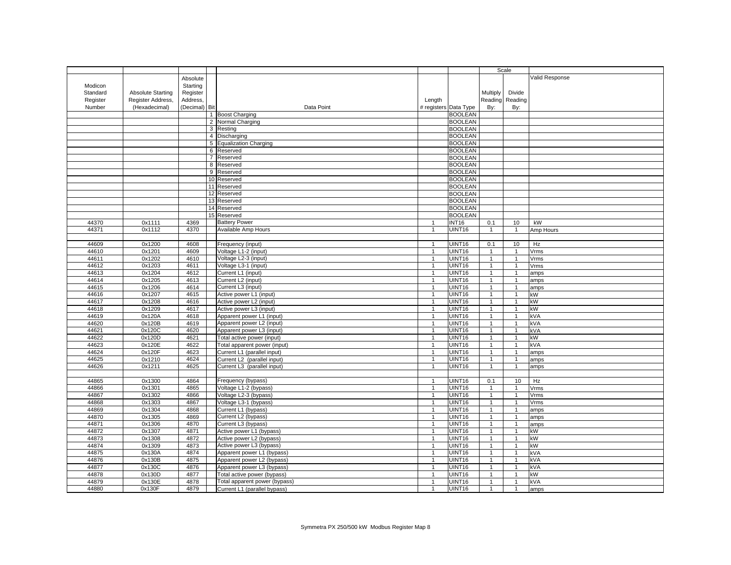| Modicon Standard Register Number | Absolute Starting Register Address, (Hexadecimal) | Absolute Starting Register Address, (Decimal) | Bit | Data Point | Length # registers | Data Type | Scale Multiply Reading By: | Scale Divide Reading By: | Valid Response |
|---|---|---|---|---|---|---|---|---|---|
| | | | 1 | Boost Charging | | BOOLEAN | | | |
| | | | 2 | Normal Charging | | BOOLEAN | | | |
| | | | 3 | Resting | | BOOLEAN | | | |
| | | | 4 | Discharging | | BOOLEAN | | | |
| | | | 5 | Equalization Charging | | BOOLEAN | | | |
| | | | 6 | Reserved | | BOOLEAN | | | |
| | | | 7 | Reserved | | BOOLEAN | | | |
| | | | 8 | Reserved | | BOOLEAN | | | |
| | | | 9 | Reserved | | BOOLEAN | | | |
| | | | 10 | Reserved | | BOOLEAN | | | |
| | | | 11 | Reserved | | BOOLEAN | | | |
| | | | 12 | Reserved | | BOOLEAN | | | |
| | | | 13 | Reserved | | BOOLEAN | | | |
| | | | 14 | Reserved | | BOOLEAN | | | |
| | | | 15 | Reserved | | BOOLEAN | | | |
| 44370 | 0x1111 | 4369 | | Battery Power | 1 | INT16 | 0.1 | 10 | kW |
| 44371 | 0x1112 | 4370 | | Available Amp Hours | 1 | UINT16 | 1 | 1 | Amp Hours |
| | | | | | | | | | |
| 44609 | 0x1200 | 4608 | | Frequency (input) | 1 | UINT16 | 0.1 | 10 | Hz |
| 44610 | 0x1201 | 4609 | | Voltage L1-2 (input) | 1 | UINT16 | 1 | 1 | Vrms |
| 44611 | 0x1202 | 4610 | | Voltage L2-3 (input) | 1 | UINT16 | 1 | 1 | Vrms |
| 44612 | 0x1203 | 4611 | | Voltage L3-1 (input) | 1 | UINT16 | 1 | 1 | Vrms |
| 44613 | 0x1204 | 4612 | | Current L1 (input) | 1 | UINT16 | 1 | 1 | amps |
| 44614 | 0x1205 | 4613 | | Current L2 (input) | 1 | UINT16 | 1 | 1 | amps |
| 44615 | 0x1206 | 4614 | | Current L3 (input) | 1 | UINT16 | 1 | 1 | amps |
| 44616 | 0x1207 | 4615 | | Active power L1 (input) | 1 | UINT16 | 1 | 1 | kW |
| 44617 | 0x1208 | 4616 | | Active power L2 (input) | 1 | UINT16 | 1 | 1 | kW |
| 44618 | 0x1209 | 4617 | | Active power L3 (input) | 1 | UINT16 | 1 | 1 | kW |
| 44619 | 0x120A | 4618 | | Apparent power L1 (input) | 1 | UINT16 | 1 | 1 | kVA |
| 44620 | 0x120B | 4619 | | Apparent power L2 (input) | 1 | UINT16 | 1 | 1 | kVA |
| 44621 | 0x120C | 4620 | | Apparent power L3 (input) | 1 | UINT16 | 1 | 1 | kVA |
| 44622 | 0x120D | 4621 | | Total active power (input) | 1 | UINT16 | 1 | 1 | kW |
| 44623 | 0x120E | 4622 | | Total apparent power (input) | 1 | UINT16 | 1 | 1 | kVA |
| 44624 | 0x120F | 4623 | | Current L1 (parallel input) | 1 | UINT16 | 1 | 1 | amps |
| 44625 | 0x1210 | 4624 | | Current L2 (parallel input) | 1 | UINT16 | 1 | 1 | amps |
| 44626 | 0x1211 | 4625 | | Current L3 (parallel input) | 1 | UINT16 | 1 | 1 | amps |
| | | | | | | | | | |
| 44865 | 0x1300 | 4864 | | Frequency (bypass) | 1 | UINT16 | 0.1 | 10 | Hz |
| 44866 | 0x1301 | 4865 | | Voltage L1-2 (bypass) | 1 | UINT16 | 1 | 1 | Vrms |
| 44867 | 0x1302 | 4866 | | Voltage L2-3 (bypass) | 1 | UINT16 | 1 | 1 | Vrms |
| 44868 | 0x1303 | 4867 | | Voltage L3-1 (bypass) | 1 | UINT16 | 1 | 1 | Vrms |
| 44869 | 0x1304 | 4868 | | Current L1 (bypass) | 1 | UINT16 | 1 | 1 | amps |
| 44870 | 0x1305 | 4869 | | Current L2 (bypass) | 1 | UINT16 | 1 | 1 | amps |
| 44871 | 0x1306 | 4870 | | Current L3 (bypass) | 1 | UINT16 | 1 | 1 | amps |
| 44872 | 0x1307 | 4871 | | Active power L1 (bypass) | 1 | UINT16 | 1 | 1 | kW |
| 44873 | 0x1308 | 4872 | | Active power L2 (bypass) | 1 | UINT16 | 1 | 1 | kW |
| 44874 | 0x1309 | 4873 | | Active power L3 (bypass) | 1 | UINT16 | 1 | 1 | kW |
| 44875 | 0x130A | 4874 | | Apparent power L1 (bypass) | 1 | UINT16 | 1 | 1 | kVA |
| 44876 | 0x130B | 4875 | | Apparent power L2 (bypass) | 1 | UINT16 | 1 | 1 | kVA |
| 44877 | 0x130C | 4876 | | Apparent power L3 (bypass) | 1 | UINT16 | 1 | 1 | kVA |
| 44878 | 0x130D | 4877 | | Total active power (bypass) | 1 | UINT16 | 1 | 1 | kW |
| 44879 | 0x130E | 4878 | | Total apparent power (bypass) | 1 | UINT16 | 1 | 1 | kVA |
| 44880 | 0x130F | 4879 | | Current L1 (parallel bypass) | 1 | UINT16 | 1 | 1 | amps |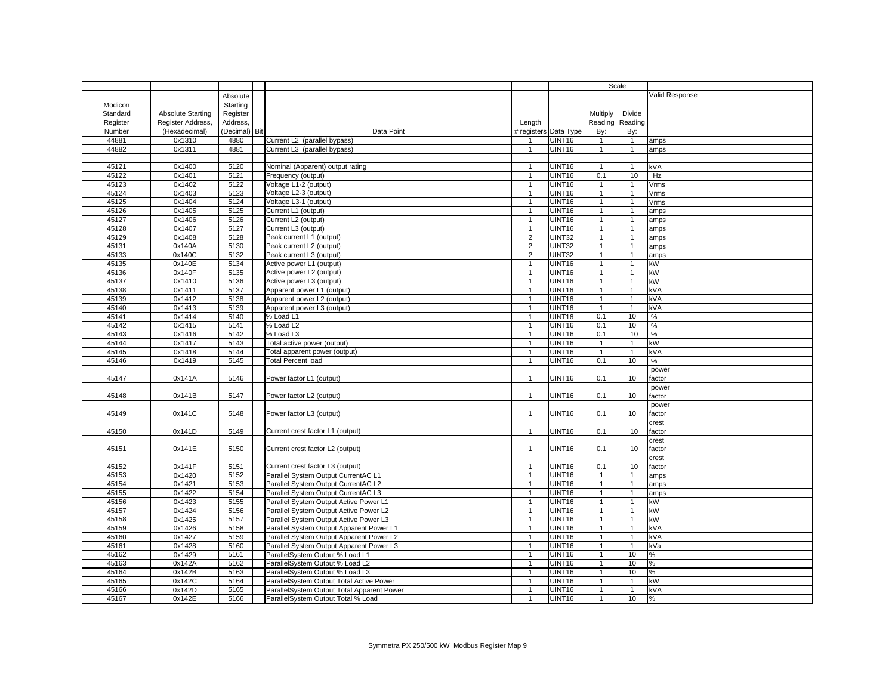| Modicon Standard Register Number | Absolute Starting Register Address, (Hexadecimal) | Absolute Starting Register Address, (Decimal) | Bit | Data Point | Length # registers | Data Type | Scale Multiply Reading By: | Divide Reading By: | Valid Response |
|---|---|---|---|---|---|---|---|---|---|
| 44881 | 0x1310 | 4880 | | Current L2 (parallel bypass) | 1 | UINT16 | 1 | 1 | amps |
| 44882 | 0x1311 | 4881 | | Current L3 (parallel bypass) | 1 | UINT16 | 1 | 1 | amps |
| | | | | | | | | | |
| 45121 | 0x1400 | 5120 | | Nominal (Apparent) output rating | 1 | UINT16 | 1 | 1 | kVA |
| 45122 | 0x1401 | 5121 | | Frequency (output) | 1 | UINT16 | 0.1 | 10 | Hz |
| 45123 | 0x1402 | 5122 | | Voltage L1-2 (output) | 1 | UINT16 | 1 | 1 | Vrms |
| 45124 | 0x1403 | 5123 | | Voltage L2-3 (output) | 1 | UINT16 | 1 | 1 | Vrms |
| 45125 | 0x1404 | 5124 | | Voltage L3-1 (output) | 1 | UINT16 | 1 | 1 | Vrms |
| 45126 | 0x1405 | 5125 | | Current L1 (output) | 1 | UINT16 | 1 | 1 | amps |
| 45127 | 0x1406 | 5126 | | Current L2 (output) | 1 | UINT16 | 1 | 1 | amps |
| 45128 | 0x1407 | 5127 | | Current L3 (output) | 1 | UINT16 | 1 | 1 | amps |
| 45129 | 0x1408 | 5128 | | Peak current L1 (output) | 2 | UINT32 | 1 | 1 | amps |
| 45131 | 0x140A | 5130 | | Peak current L2 (output) | 2 | UINT32 | 1 | 1 | amps |
| 45133 | 0x140C | 5132 | | Peak current L3 (output) | 2 | UINT32 | 1 | 1 | amps |
| 45135 | 0x140E | 5134 | | Active power L1 (output) | 1 | UINT16 | 1 | 1 | kW |
| 45136 | 0x140F | 5135 | | Active power L2 (output) | 1 | UINT16 | 1 | 1 | kW |
| 45137 | 0x1410 | 5136 | | Active power L3 (output) | 1 | UINT16 | 1 | 1 | kW |
| 45138 | 0x1411 | 5137 | | Apparent power L1 (output) | 1 | UINT16 | 1 | 1 | kVA |
| 45139 | 0x1412 | 5138 | | Apparent power L2 (output) | 1 | UINT16 | 1 | 1 | kVA |
| 45140 | 0x1413 | 5139 | | Apparent power L3 (output) | 1 | UINT16 | 1 | 1 | kVA |
| 45141 | 0x1414 | 5140 | | % Load L1 | 1 | UINT16 | 0.1 | 10 | % |
| 45142 | 0x1415 | 5141 | | % Load L2 | 1 | UINT16 | 0.1 | 10 | % |
| 45143 | 0x1416 | 5142 | | % Load L3 | 1 | UINT16 | 0.1 | 10 | % |
| 45144 | 0x1417 | 5143 | | Total active power (output) | 1 | UINT16 | 1 | 1 | kW |
| 45145 | 0x1418 | 5144 | | Total apparent power (output) | 1 | UINT16 | 1 | 1 | kVA |
| 45146 | 0x1419 | 5145 | | Total Percent load | 1 | UINT16 | 0.1 | 10 | % |
| 45147 | 0x141A | 5146 | | Power factor L1 (output) | 1 | UINT16 | 0.1 | 10 | power factor |
| 45148 | 0x141B | 5147 | | Power factor L2 (output) | 1 | UINT16 | 0.1 | 10 | power factor |
| 45149 | 0x141C | 5148 | | Power factor L3 (output) | 1 | UINT16 | 0.1 | 10 | power factor |
| 45150 | 0x141D | 5149 | | Current crest factor L1 (output) | 1 | UINT16 | 0.1 | 10 | crest factor |
| 45151 | 0x141E | 5150 | | Current crest factor L2 (output) | 1 | UINT16 | 0.1 | 10 | crest factor |
| 45152 | 0x141F | 5151 | | Current crest factor L3 (output) | 1 | UINT16 | 0.1 | 10 | crest factor |
| 45153 | 0x1420 | 5152 | | Parallel System Output CurrentAC L1 | 1 | UINT16 | 1 | 1 | amps |
| 45154 | 0x1421 | 5153 | | Parallel System Output CurrentAC L2 | 1 | UINT16 | 1 | 1 | amps |
| 45155 | 0x1422 | 5154 | | Parallel System Output CurrentAC L3 | 1 | UINT16 | 1 | 1 | amps |
| 45156 | 0x1423 | 5155 | | Parallel System Output Active Power L1 | 1 | UINT16 | 1 | 1 | kW |
| 45157 | 0x1424 | 5156 | | Parallel System Output Active Power L2 | 1 | UINT16 | 1 | 1 | kW |
| 45158 | 0x1425 | 5157 | | Parallel System Output Active Power L3 | 1 | UINT16 | 1 | 1 | kW |
| 45159 | 0x1426 | 5158 | | Parallel System Output Apparent Power L1 | 1 | UINT16 | 1 | 1 | kVA |
| 45160 | 0x1427 | 5159 | | Parallel System Output Apparent Power L2 | 1 | UINT16 | 1 | 1 | kVA |
| 45161 | 0x1428 | 5160 | | Parallel System Output Apparent Power L3 | 1 | UINT16 | 1 | 1 | kVa |
| 45162 | 0x1429 | 5161 | | ParallelSystem Output % Load L1 | 1 | UINT16 | 1 | 10 | % |
| 45163 | 0x142A | 5162 | | ParallelSystem Output % Load L2 | 1 | UINT16 | 1 | 10 | % |
| 45164 | 0x142B | 5163 | | ParallelSystem Output % Load L3 | 1 | UINT16 | 1 | 10 | % |
| 45165 | 0x142C | 5164 | | ParallelSystem Output Total Active Power | 1 | UINT16 | 1 | 1 | kW |
| 45166 | 0x142D | 5165 | | ParallelSystem Output Total Apparent Power | 1 | UINT16 | 1 | 1 | kVA |
| 45167 | 0x142E | 5166 | | ParallelSystem Output Total % Load | 1 | UINT16 | 1 | 10 | % |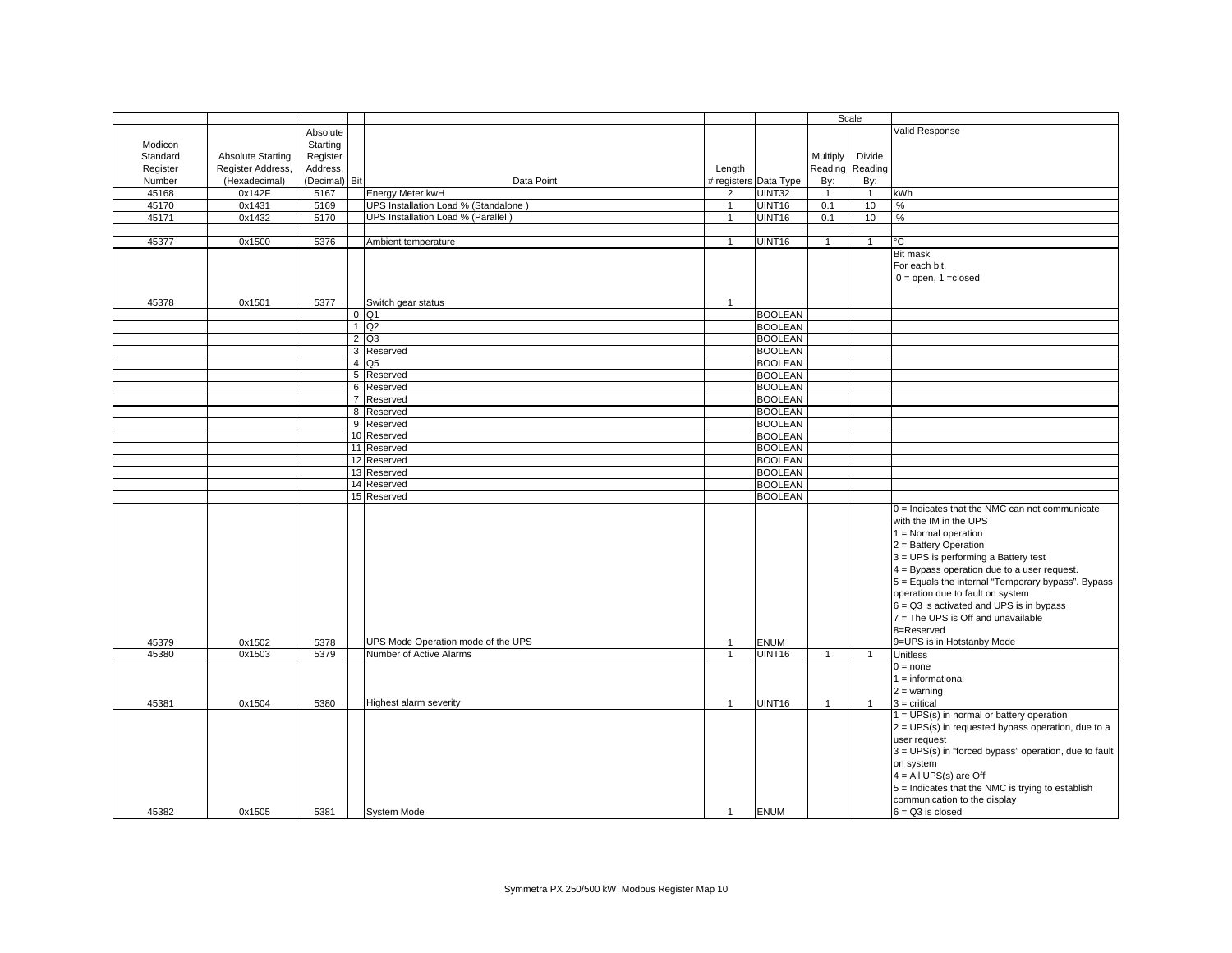| Modicon Standard Register Number | Absolute Starting Register Address, (Hexadecimal) | Absolute Starting Register Address, (Decimal) | Bit | Data Point | Length # registers | Data Type | Scale Multiply Reading By: | Divide Reading By: | Valid Response |
|---|---|---|---|---|---|---|---|---|---|
| 45168 | 0x142F | 5167 | | Energy Meter kwH | 2 | UINT32 | 1 | 1 | kWh |
| 45170 | 0x1431 | 5169 | | UPS Installation Load % (Standalone ) | 1 | UINT16 | 0.1 | 10 | % |
| 45171 | 0x1432 | 5170 | | UPS Installation Load % (Parallel ) | 1 | UINT16 | 0.1 | 10 | % |
| | | | | | | | | | |
| 45377 | 0x1500 | 5376 | | Ambient temperature | 1 | UINT16 | 1 | 1 | °C |
| 45378 | 0x1501 | 5377 | | Switch gear status | 1 | | | | Bit mask<br>For each bit,<br>0 = open, 1 =closed |
| | | | 0 | Q1 | | BOOLEAN | | | |
| | | | 1 | Q2 | | BOOLEAN | | | |
| | | | 2 | Q3 | | BOOLEAN | | | |
| | | | 3 | Reserved | | BOOLEAN | | | |
| | | | 4 | Q5 | | BOOLEAN | | | |
| | | | 5 | Reserved | | BOOLEAN | | | |
| | | | 6 | Reserved | | BOOLEAN | | | |
| | | | 7 | Reserved | | BOOLEAN | | | |
| | | | 8 | Reserved | | BOOLEAN | | | |
| | | | 9 | Reserved | | BOOLEAN | | | |
| | | | 10 | Reserved | | BOOLEAN | | | |
| | | | 11 | Reserved | | BOOLEAN | | | |
| | | | 12 | Reserved | | BOOLEAN | | | |
| | | | 13 | Reserved | | BOOLEAN | | | |
| | | | 14 | Reserved | | BOOLEAN | | | |
| | | | 15 | Reserved | | BOOLEAN | | | |
| 45379 | 0x1502 | 5378 | | UPS Mode Operation mode of the UPS | 1 | ENUM | | | 0 = Indicates that the NMC can not communicate with the IM in the UPS<br>1 = Normal operation<br>2 = Battery Operation<br>3 = UPS is performing a Battery test<br>4 = Bypass operation due to a user request.<br>5 = Equals the internal "Temporary bypass". Bypass operation due to fault on system<br>6 = Q3 is activated and UPS is in bypass<br>7 = The UPS is Off and unavailable<br>8=Reserved<br>9=UPS is in Hotstanby Mode |
| 45380 | 0x1503 | 5379 | | Number of Active Alarms | 1 | UINT16 | 1 | 1 | Unitless |
| 45381 | 0x1504 | 5380 | | Highest alarm severity | 1 | UINT16 | 1 | 1 | 0 = none<br>1 = informational<br>2 = warning<br>3 = critical |
| 45382 | 0x1505 | 5381 | | System Mode | 1 | ENUM | | | 1 = UPS(s) in normal or battery operation<br>2 = UPS(s) in requested bypass operation, due to a user request<br>3 = UPS(s) in "forced bypass" operation, due to fault on system<br>4 = All UPS(s) are Off<br>5 = Indicates that the NMC is trying to establish communication to the display<br>6 = Q3 is closed |

Symmetra PX 250/500 kW Modbus Register Map 10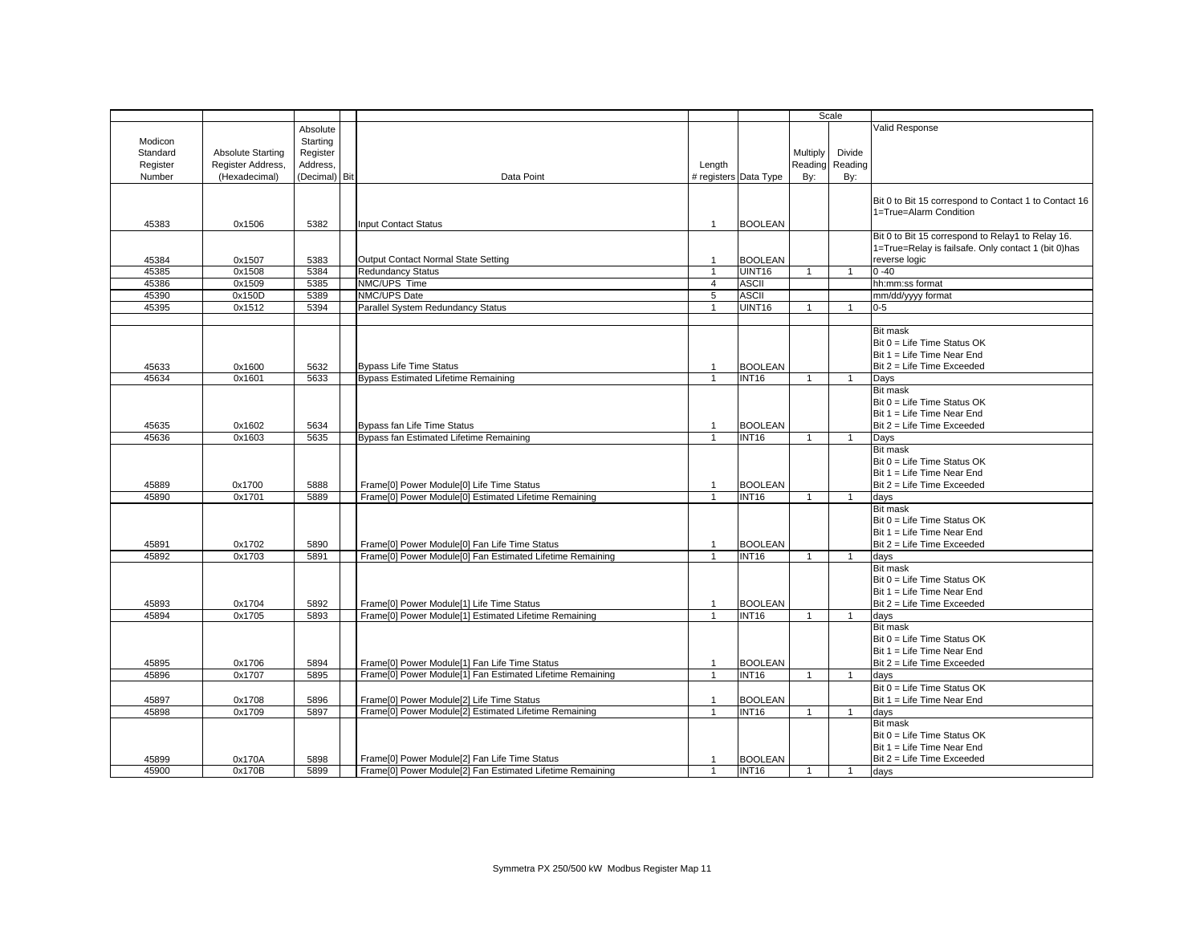| Modicon Standard Register Number | Absolute Starting Register Address, (Hexadecimal) | Absolute Starting Register Address, (Decimal) | Bit | Data Point | Length # registers | Data Type | Scale Multiply Reading By: | Divide Reading By: | Valid Response |
|---|---|---|---|---|---|---|---|---|---|
| 45383 | 0x1506 | 5382 | | Input Contact Status | 1 | BOOLEAN | | | Bit 0 to Bit 15 correspond to Contact 1 to Contact 16 1=True=Alarm Condition |
| 45384 | 0x1507 | 5383 | | Output Contact Normal State Setting | 1 | BOOLEAN | | | Bit 0 to Bit 15 correspond to Relay1 to Relay 16. 1=True=Relay is failsafe. Only contact 1 (bit 0)has reverse logic |
| 45385 | 0x1508 | 5384 | | Redundancy Status | 1 | UINT16 | 1 | 1 | 0 -40 |
| 45386 | 0x1509 | 5385 | | NMC/UPS Time | 4 | ASCII | | | hh:mm:ss format |
| 45390 | 0x150D | 5389 | | NMC/UPS Date | 5 | ASCII | | | mm/dd/yyyy format |
| 45395 | 0x1512 | 5394 | | Parallel System Redundancy Status | 1 | UINT16 | 1 | 1 | 0-5 |
| | | | | | | | | | |
| 45633 | 0x1600 | 5632 | | Bypass Life Time Status | 1 | BOOLEAN | | | Bit mask Bit 0 = Life Time Status OK Bit 1 = Life Time Near End Bit 2 = Life Time Exceeded |
| 45634 | 0x1601 | 5633 | | Bypass Estimated Lifetime Remaining | 1 | INT16 | 1 | 1 | Days |
| 45635 | 0x1602 | 5634 | | Bypass fan Life Time Status | 1 | BOOLEAN | | | Bit mask Bit 0 = Life Time Status OK Bit 1 = Life Time Near End Bit 2 = Life Time Exceeded |
| 45636 | 0x1603 | 5635 | | Bypass fan Estimated Lifetime Remaining | 1 | INT16 | 1 | 1 | Days |
| 45889 | 0x1700 | 5888 | | Frame[0] Power Module[0] Life Time Status | 1 | BOOLEAN | | | Bit mask Bit 0 = Life Time Status OK Bit 1 = Life Time Near End Bit 2 = Life Time Exceeded |
| 45890 | 0x1701 | 5889 | | Frame[0] Power Module[0] Estimated Lifetime Remaining | 1 | INT16 | 1 | 1 | days |
| 45891 | 0x1702 | 5890 | | Frame[0] Power Module[0] Fan Life Time Status | 1 | BOOLEAN | | | Bit mask Bit 0 = Life Time Status OK Bit 1 = Life Time Near End Bit 2 = Life Time Exceeded |
| 45892 | 0x1703 | 5891 | | Frame[0] Power Module[0] Fan Estimated Lifetime Remaining | 1 | INT16 | 1 | 1 | days |
| 45893 | 0x1704 | 5892 | | Frame[0] Power Module[1] Life Time Status | 1 | BOOLEAN | | | Bit mask Bit 0 = Life Time Status OK Bit 1 = Life Time Near End Bit 2 = Life Time Exceeded |
| 45894 | 0x1705 | 5893 | | Frame[0] Power Module[1] Estimated Lifetime Remaining | 1 | INT16 | 1 | 1 | days |
| 45895 | 0x1706 | 5894 | | Frame[0] Power Module[1] Fan Life Time Status | 1 | BOOLEAN | | | Bit mask Bit 0 = Life Time Status OK Bit 1 = Life Time Near End Bit 2 = Life Time Exceeded |
| 45896 | 0x1707 | 5895 | | Frame[0] Power Module[1] Fan Estimated Lifetime Remaining | 1 | INT16 | 1 | 1 | days |
| 45897 | 0x1708 | 5896 | | Frame[0] Power Module[2] Life Time Status | 1 | BOOLEAN | | | Bit 0 = Life Time Status OK Bit 1 = Life Time Near End |
| 45898 | 0x1709 | 5897 | | Frame[0] Power Module[2] Estimated Lifetime Remaining | 1 | INT16 | 1 | 1 | days |
| 45899 | 0x170A | 5898 | | Frame[0] Power Module[2] Fan Life Time Status | 1 | BOOLEAN | | | Bit mask Bit 0 = Life Time Status OK Bit 1 = Life Time Near End Bit 2 = Life Time Exceeded |
| 45900 | 0x170B | 5899 | | Frame[0] Power Module[2] Fan Estimated Lifetime Remaining | 1 | INT16 | 1 | 1 | days |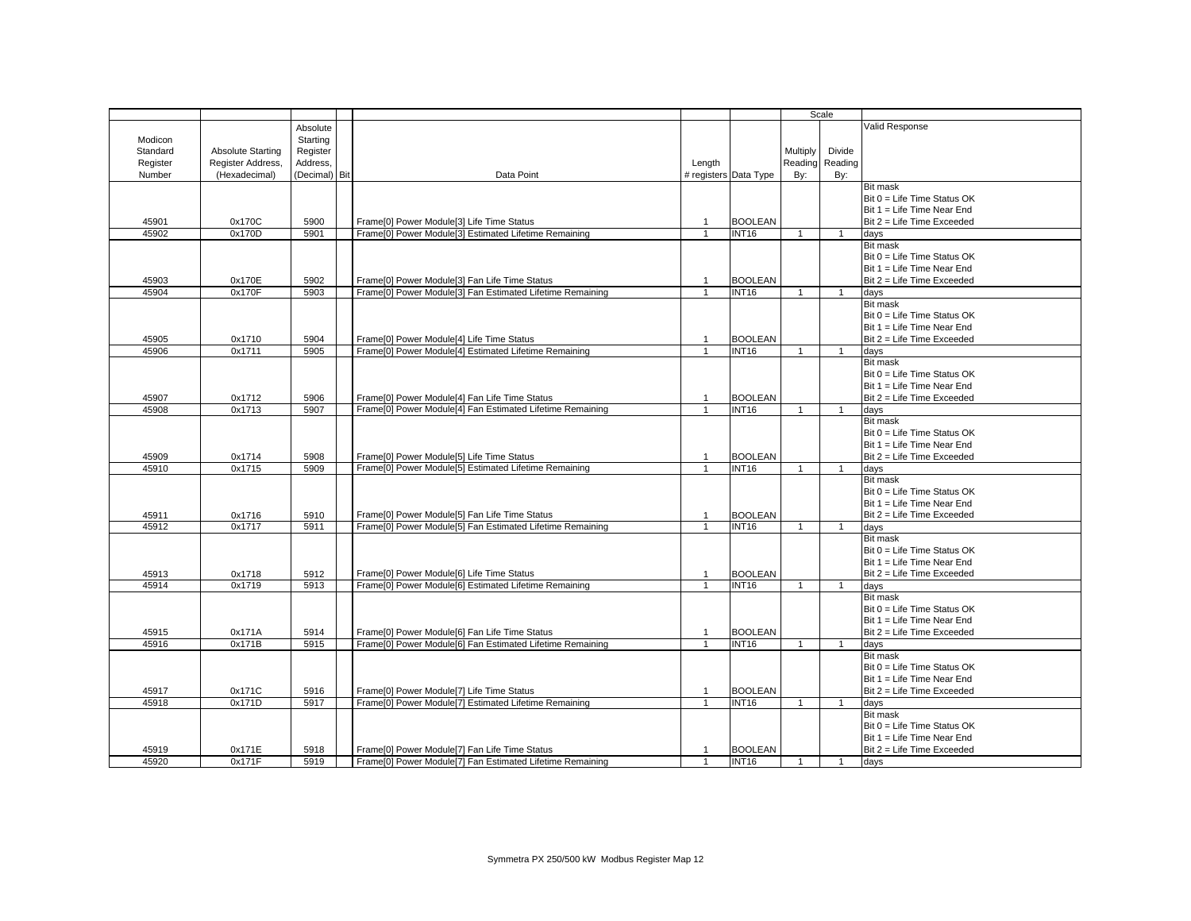| Modicon Standard Register Number | Absolute Starting Register Address, (Hexadecimal) | Absolute Starting Register Address, (Decimal) | Bit | Data Point | Length # registers | Data Type | Scale Multiply Reading By: | Scale Divide Reading By: | Valid Response |
|---|---|---|---|---|---|---|---|---|---|
| 45901 | 0x170C | 5900 | | Frame[0] Power Module[3] Life Time Status | 1 | BOOLEAN | | | Bit mask<br>Bit 0 = Life Time Status OK<br>Bit 1 = Life Time Near End<br>Bit 2 = Life Time Exceeded |
| 45902 | 0x170D | 5901 | | Frame[0] Power Module[3] Estimated Lifetime Remaining | 1 | INT16 | 1 | 1 | days |
| 45903 | 0x170E | 5902 | | Frame[0] Power Module[3] Fan Life Time Status | 1 | BOOLEAN | | | Bit mask<br>Bit 0 = Life Time Status OK<br>Bit 1 = Life Time Near End<br>Bit 2 = Life Time Exceeded |
| 45904 | 0x170F | 5903 | | Frame[0] Power Module[3] Fan Estimated Lifetime Remaining | 1 | INT16 | 1 | 1 | days |
| 45905 | 0x1710 | 5904 | | Frame[0] Power Module[4] Life Time Status | 1 | BOOLEAN | | | Bit mask<br>Bit 0 = Life Time Status OK<br>Bit 1 = Life Time Near End<br>Bit 2 = Life Time Exceeded |
| 45906 | 0x1711 | 5905 | | Frame[0] Power Module[4] Estimated Lifetime Remaining | 1 | INT16 | 1 | 1 | days |
| 45907 | 0x1712 | 5906 | | Frame[0] Power Module[4] Fan Life Time Status | 1 | BOOLEAN | | | Bit mask<br>Bit 0 = Life Time Status OK<br>Bit 1 = Life Time Near End<br>Bit 2 = Life Time Exceeded |
| 45908 | 0x1713 | 5907 | | Frame[0] Power Module[4] Fan Estimated Lifetime Remaining | 1 | INT16 | 1 | 1 | days |
| 45909 | 0x1714 | 5908 | | Frame[0] Power Module[5] Life Time Status | 1 | BOOLEAN | | | Bit mask<br>Bit 0 = Life Time Status OK<br>Bit 1 = Life Time Near End<br>Bit 2 = Life Time Exceeded |
| 45910 | 0x1715 | 5909 | | Frame[0] Power Module[5] Estimated Lifetime Remaining | 1 | INT16 | 1 | 1 | days |
| 45911 | 0x1716 | 5910 | | Frame[0] Power Module[5] Fan Life Time Status | 1 | BOOLEAN | | | Bit mask<br>Bit 0 = Life Time Status OK<br>Bit 1 = Life Time Near End<br>Bit 2 = Life Time Exceeded |
| 45912 | 0x1717 | 5911 | | Frame[0] Power Module[5] Fan Estimated Lifetime Remaining | 1 | INT16 | 1 | 1 | days |
| 45913 | 0x1718 | 5912 | | Frame[0] Power Module[6] Life Time Status | 1 | BOOLEAN | | | Bit mask<br>Bit 0 = Life Time Status OK<br>Bit 1 = Life Time Near End<br>Bit 2 = Life Time Exceeded |
| 45914 | 0x1719 | 5913 | | Frame[0] Power Module[6] Estimated Lifetime Remaining | 1 | INT16 | 1 | 1 | days |
| 45915 | 0x171A | 5914 | | Frame[0] Power Module[6] Fan Life Time Status | 1 | BOOLEAN | | | Bit mask<br>Bit 0 = Life Time Status OK<br>Bit 1 = Life Time Near End<br>Bit 2 = Life Time Exceeded |
| 45916 | 0x171B | 5915 | | Frame[0] Power Module[6] Fan Estimated Lifetime Remaining | 1 | INT16 | 1 | 1 | days |
| 45917 | 0x171C | 5916 | | Frame[0] Power Module[7] Life Time Status | 1 | BOOLEAN | | | Bit mask<br>Bit 0 = Life Time Status OK<br>Bit 1 = Life Time Near End<br>Bit 2 = Life Time Exceeded |
| 45918 | 0x171D | 5917 | | Frame[0] Power Module[7] Estimated Lifetime Remaining | 1 | INT16 | 1 | 1 | days |
| 45919 | 0x171E | 5918 | | Frame[0] Power Module[7] Fan Life Time Status | 1 | BOOLEAN | | | Bit mask<br>Bit 0 = Life Time Status OK<br>Bit 1 = Life Time Near End<br>Bit 2 = Life Time Exceeded |
| 45920 | 0x171F | 5919 | | Frame[0] Power Module[7] Fan Estimated Lifetime Remaining | 1 | INT16 | 1 | 1 | days |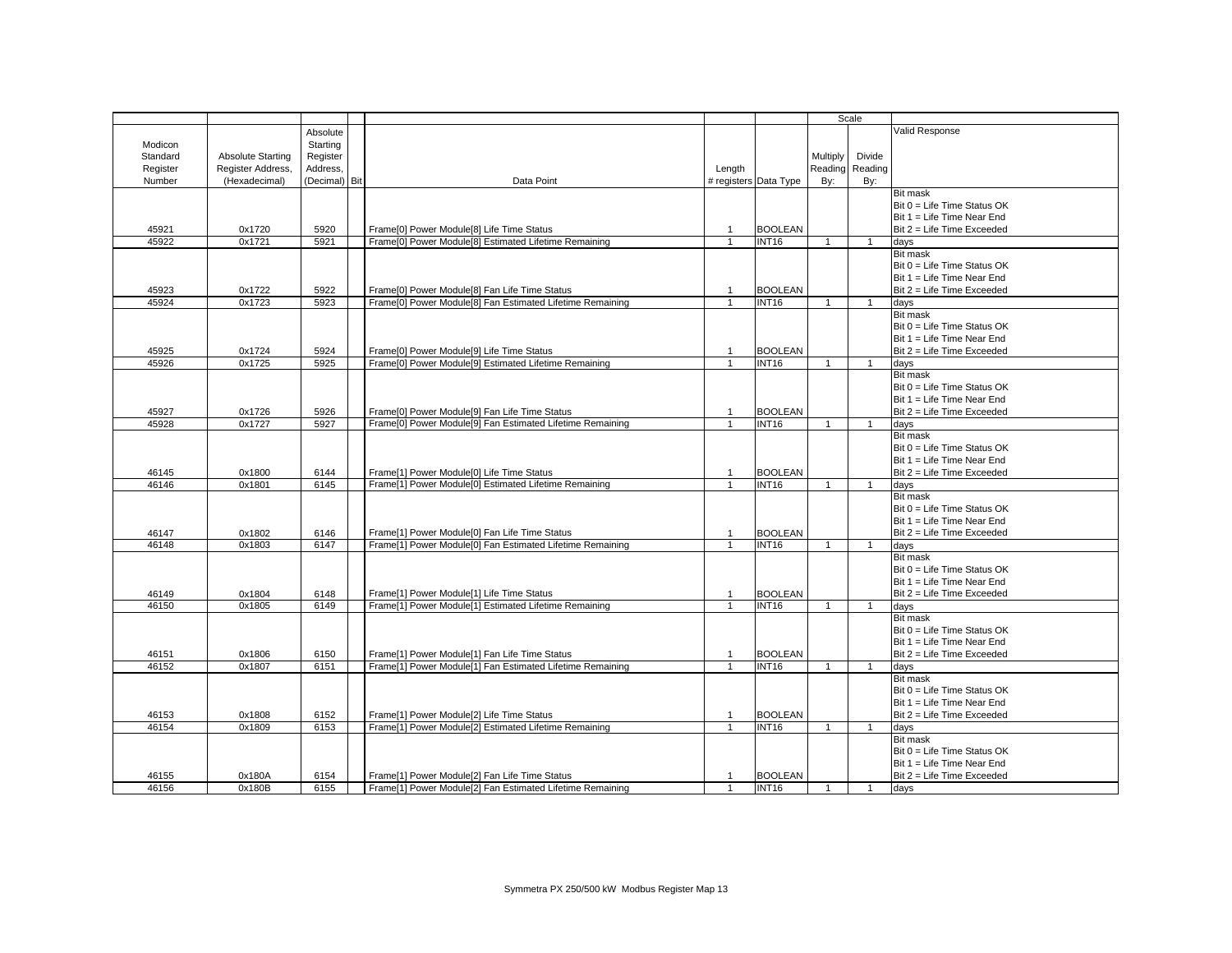| Modicon Standard Register Number | Absolute Starting Register Address, (Hexadecimal) | Absolute Starting Register Address, (Decimal) | Bit | Data Point | Length # registers | Data Type | Scale Multiply Reading By: | Divide Reading By: | Valid Response |
|---|---|---|---|---|---|---|---|---|---|
| 45921 | 0x1720 | 5920 | | Frame[0] Power Module[8] Life Time Status | 1 | BOOLEAN | | | Bit mask<br>Bit 0 = Life Time Status OK<br>Bit 1 = Life Time Near End<br>Bit 2 = Life Time Exceeded |
| 45922 | 0x1721 | 5921 | | Frame[0] Power Module[8] Estimated Lifetime Remaining | 1 | INT16 | 1 | 1 | days |
| 45923 | 0x1722 | 5922 | | Frame[0] Power Module[8] Fan Life Time Status | 1 | BOOLEAN | | | Bit mask<br>Bit 0 = Life Time Status OK<br>Bit 1 = Life Time Near End<br>Bit 2 = Life Time Exceeded |
| 45924 | 0x1723 | 5923 | | Frame[0] Power Module[8] Fan Estimated Lifetime Remaining | 1 | INT16 | 1 | 1 | days |
| 45925 | 0x1724 | 5924 | | Frame[0] Power Module[9] Life Time Status | 1 | BOOLEAN | | | Bit mask<br>Bit 0 = Life Time Status OK<br>Bit 1 = Life Time Near End<br>Bit 2 = Life Time Exceeded |
| 45926 | 0x1725 | 5925 | | Frame[0] Power Module[9] Estimated Lifetime Remaining | 1 | INT16 | 1 | 1 | days |
| 45927 | 0x1726 | 5926 | | Frame[0] Power Module[9] Fan Life Time Status | 1 | BOOLEAN | | | Bit mask<br>Bit 0 = Life Time Status OK<br>Bit 1 = Life Time Near End<br>Bit 2 = Life Time Exceeded |
| 45928 | 0x1727 | 5927 | | Frame[0] Power Module[9] Fan Estimated Lifetime Remaining | 1 | INT16 | 1 | 1 | days |
| 46145 | 0x1800 | 6144 | | Frame[1] Power Module[0] Life Time Status | 1 | BOOLEAN | | | Bit mask<br>Bit 0 = Life Time Status OK<br>Bit 1 = Life Time Near End<br>Bit 2 = Life Time Exceeded |
| 46146 | 0x1801 | 6145 | | Frame[1] Power Module[0] Estimated Lifetime Remaining | 1 | INT16 | 1 | 1 | days |
| 46147 | 0x1802 | 6146 | | Frame[1] Power Module[0] Fan Life Time Status | 1 | BOOLEAN | | | Bit mask<br>Bit 0 = Life Time Status OK<br>Bit 1 = Life Time Near End<br>Bit 2 = Life Time Exceeded |
| 46148 | 0x1803 | 6147 | | Frame[1] Power Module[0] Fan Estimated Lifetime Remaining | 1 | INT16 | 1 | 1 | days |
| 46149 | 0x1804 | 6148 | | Frame[1] Power Module[1] Life Time Status | 1 | BOOLEAN | | | Bit mask<br>Bit 0 = Life Time Status OK<br>Bit 1 = Life Time Near End<br>Bit 2 = Life Time Exceeded |
| 46150 | 0x1805 | 6149 | | Frame[1] Power Module[1] Estimated Lifetime Remaining | 1 | INT16 | 1 | 1 | days |
| 46151 | 0x1806 | 6150 | | Frame[1] Power Module[1] Fan Life Time Status | 1 | BOOLEAN | | | Bit mask<br>Bit 0 = Life Time Status OK<br>Bit 1 = Life Time Near End<br>Bit 2 = Life Time Exceeded |
| 46152 | 0x1807 | 6151 | | Frame[1] Power Module[1] Fan Estimated Lifetime Remaining | 1 | INT16 | 1 | 1 | days |
| 46153 | 0x1808 | 6152 | | Frame[1] Power Module[2] Life Time Status | 1 | BOOLEAN | | | Bit mask<br>Bit 0 = Life Time Status OK<br>Bit 1 = Life Time Near End<br>Bit 2 = Life Time Exceeded |
| 46154 | 0x1809 | 6153 | | Frame[1] Power Module[2] Estimated Lifetime Remaining | 1 | INT16 | 1 | 1 | days |
| 46155 | 0x180A | 6154 | | Frame[1] Power Module[2] Fan Life Time Status | 1 | BOOLEAN | | | Bit mask<br>Bit 0 = Life Time Status OK<br>Bit 1 = Life Time Near End<br>Bit 2 = Life Time Exceeded |
| 46156 | 0x180B | 6155 | | Frame[1] Power Module[2] Fan Estimated Lifetime Remaining | 1 | INT16 | 1 | 1 | days |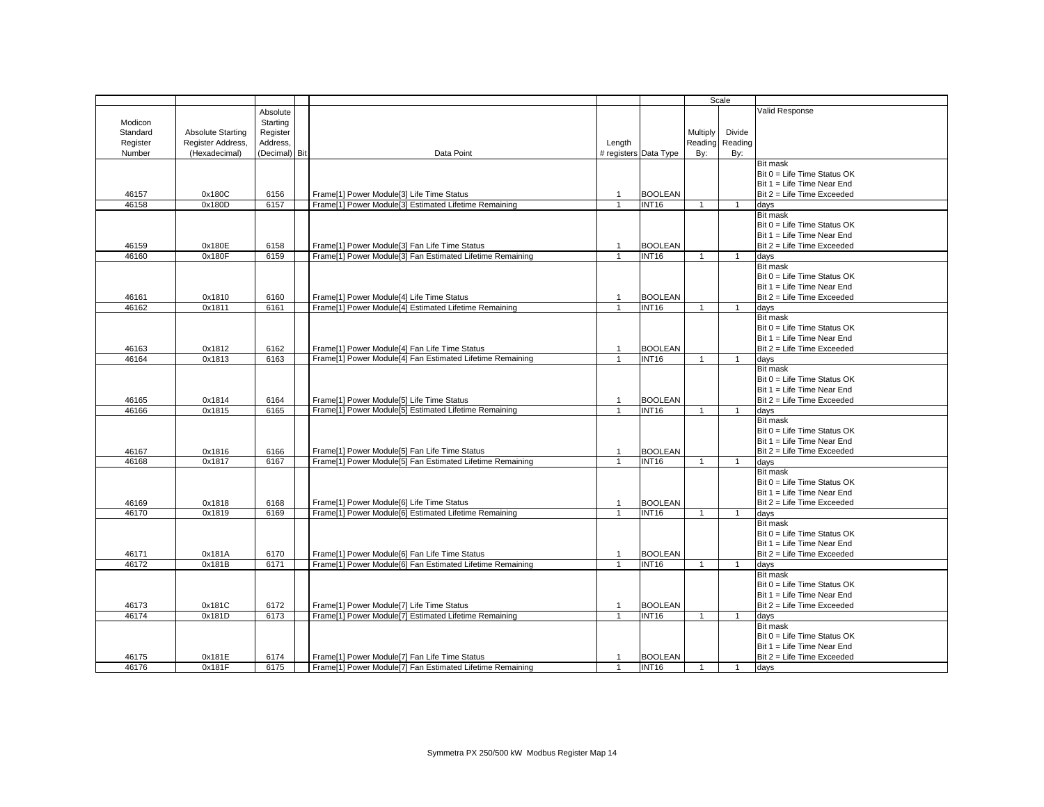| Modicon Standard Register Number | Absolute Starting Register Address, (Hexadecimal) | Absolute Starting Register Address, (Decimal) | Bit | Data Point | Length # registers | Data Type | Scale | | Valid Response |
|---|---|---|---|---|---|---|---|---|---|
| | | | | | | | Multiply Reading By: | Divide Reading By: | |
| 46157 | 0x180C | 6156 | | Frame[1] Power Module[3] Life Time Status | 1 | BOOLEAN | | | Bit mask Bit 0 = Life Time Status OK Bit 1 = Life Time Near End Bit 2 = Life Time Exceeded |
| 46158 | 0x180D | 6157 | | Frame[1] Power Module[3] Estimated Lifetime Remaining | 1 | INT16 | 1 | 1 | days |
| 46159 | 0x180E | 6158 | | Frame[1] Power Module[3] Fan Life Time Status | 1 | BOOLEAN | | | Bit mask Bit 0 = Life Time Status OK Bit 1 = Life Time Near End Bit 2 = Life Time Exceeded |
| 46160 | 0x180F | 6159 | | Frame[1] Power Module[3] Fan Estimated Lifetime Remaining | 1 | INT16 | 1 | 1 | days |
| 46161 | 0x1810 | 6160 | | Frame[1] Power Module[4] Life Time Status | 1 | BOOLEAN | | | Bit mask Bit 0 = Life Time Status OK Bit 1 = Life Time Near End Bit 2 = Life Time Exceeded |
| 46162 | 0x1811 | 6161 | | Frame[1] Power Module[4] Estimated Lifetime Remaining | 1 | INT16 | 1 | 1 | days |
| 46163 | 0x1812 | 6162 | | Frame[1] Power Module[4] Fan Life Time Status | 1 | BOOLEAN | | | Bit mask Bit 0 = Life Time Status OK Bit 1 = Life Time Near End Bit 2 = Life Time Exceeded |
| 46164 | 0x1813 | 6163 | | Frame[1] Power Module[4] Fan Estimated Lifetime Remaining | 1 | INT16 | 1 | 1 | days |
| 46165 | 0x1814 | 6164 | | Frame[1] Power Module[5] Life Time Status | 1 | BOOLEAN | | | Bit mask Bit 0 = Life Time Status OK Bit 1 = Life Time Near End Bit 2 = Life Time Exceeded |
| 46166 | 0x1815 | 6165 | | Frame[1] Power Module[5] Estimated Lifetime Remaining | 1 | INT16 | 1 | 1 | days |
| 46167 | 0x1816 | 6166 | | Frame[1] Power Module[5] Fan Life Time Status | 1 | BOOLEAN | | | Bit mask Bit 0 = Life Time Status OK Bit 1 = Life Time Near End Bit 2 = Life Time Exceeded |
| 46168 | 0x1817 | 6167 | | Frame[1] Power Module[5] Fan Estimated Lifetime Remaining | 1 | INT16 | 1 | 1 | days |
| 46169 | 0x1818 | 6168 | | Frame[1] Power Module[6] Life Time Status | 1 | BOOLEAN | | | Bit mask Bit 0 = Life Time Status OK Bit 1 = Life Time Near End Bit 2 = Life Time Exceeded |
| 46170 | 0x1819 | 6169 | | Frame[1] Power Module[6] Estimated Lifetime Remaining | 1 | INT16 | 1 | 1 | days |
| 46171 | 0x181A | 6170 | | Frame[1] Power Module[6] Fan Life Time Status | 1 | BOOLEAN | | | Bit mask Bit 0 = Life Time Status OK Bit 1 = Life Time Near End Bit 2 = Life Time Exceeded |
| 46172 | 0x181B | 6171 | | Frame[1] Power Module[6] Fan Estimated Lifetime Remaining | 1 | INT16 | 1 | 1 | days |
| 46173 | 0x181C | 6172 | | Frame[1] Power Module[7] Life Time Status | 1 | BOOLEAN | | | Bit mask Bit 0 = Life Time Status OK Bit 1 = Life Time Near End Bit 2 = Life Time Exceeded |
| 46174 | 0x181D | 6173 | | Frame[1] Power Module[7] Estimated Lifetime Remaining | 1 | INT16 | 1 | 1 | days |
| 46175 | 0x181E | 6174 | | Frame[1] Power Module[7] Fan Life Time Status | 1 | BOOLEAN | | | Bit mask Bit 0 = Life Time Status OK Bit 1 = Life Time Near End Bit 2 = Life Time Exceeded |
| 46176 | 0x181F | 6175 | | Frame[1] Power Module[7] Fan Estimated Lifetime Remaining | 1 | INT16 | 1 | 1 | days |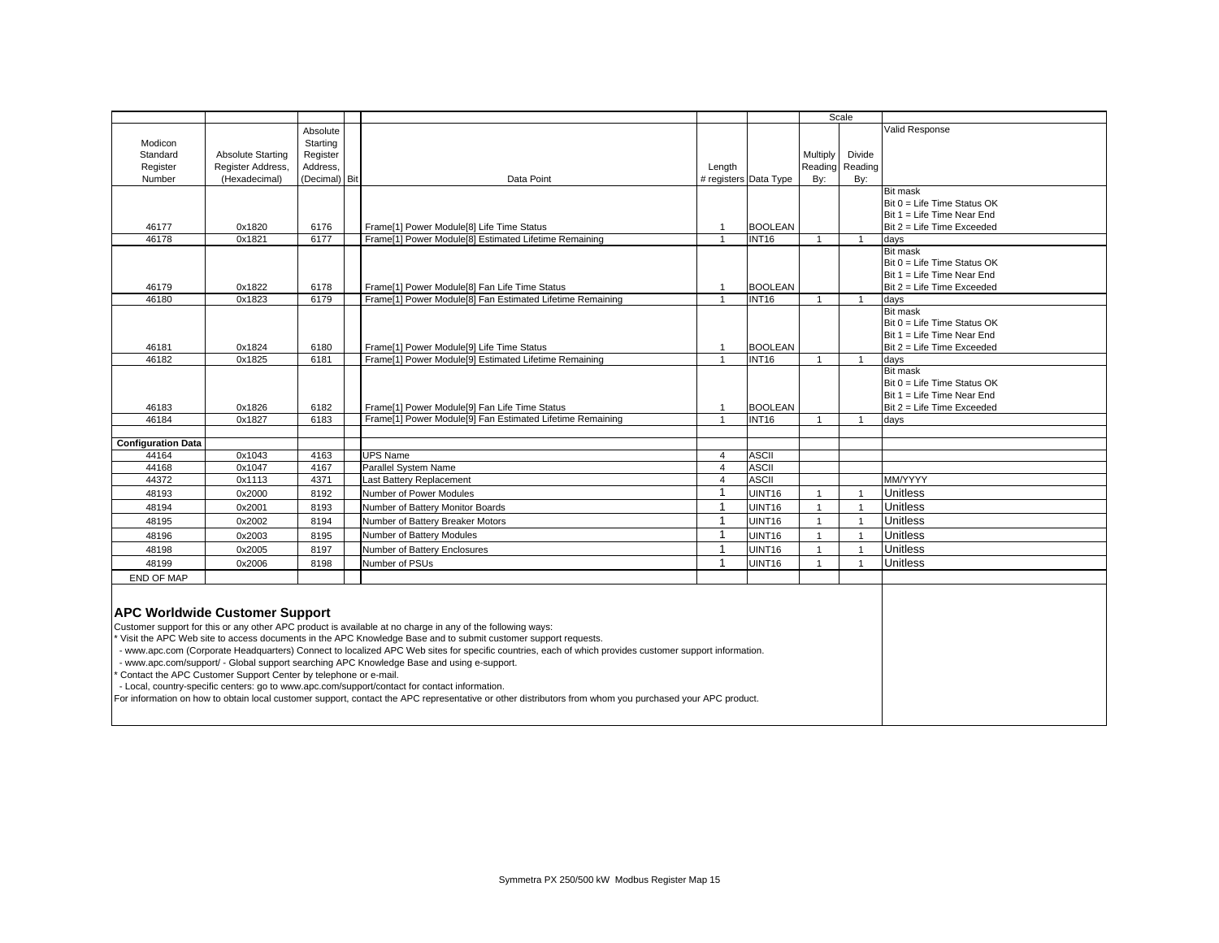| Modicon Standard Register Number | Absolute Starting Register Address, (Hexadecimal) | Absolute Starting Register Address, (Decimal) | Bit | Data Point | Length # registers | Data Type | Scale Multiply Reading By: | Scale Divide Reading By: | Valid Response |
|---|---|---|---|---|---|---|---|---|---|
| 46177 | 0x1820 | 6176 | | Frame[1] Power Module[8] Life Time Status | 1 | BOOLEAN | | | Bit mask<br>Bit 0 = Life Time Status OK<br>Bit 1 = Life Time Near End<br>Bit 2 = Life Time Exceeded |
| 46178 | 0x1821 | 6177 | | Frame[1] Power Module[8] Estimated Lifetime Remaining | 1 | INT16 | 1 | 1 | days |
| 46179 | 0x1822 | 6178 | | Frame[1] Power Module[8] Fan Life Time Status | 1 | BOOLEAN | | | Bit mask<br>Bit 0 = Life Time Status OK<br>Bit 1 = Life Time Near End<br>Bit 2 = Life Time Exceeded |
| 46180 | 0x1823 | 6179 | | Frame[1] Power Module[8] Fan Estimated Lifetime Remaining | 1 | INT16 | 1 | 1 | days |
| 46181 | 0x1824 | 6180 | | Frame[1] Power Module[9] Life Time Status | 1 | BOOLEAN | | | Bit mask<br>Bit 0 = Life Time Status OK<br>Bit 1 = Life Time Near End<br>Bit 2 = Life Time Exceeded |
| 46182 | 0x1825 | 6181 | | Frame[1] Power Module[9] Estimated Lifetime Remaining | 1 | INT16 | 1 | 1 | days |
| 46183 | 0x1826 | 6182 | | Frame[1] Power Module[9] Fan Life Time Status | 1 | BOOLEAN | | | Bit mask<br>Bit 0 = Life Time Status OK<br>Bit 1 = Life Time Near End<br>Bit 2 = Life Time Exceeded |
| 46184 | 0x1827 | 6183 | | Frame[1] Power Module[9] Fan Estimated Lifetime Remaining | 1 | INT16 | 1 | 1 | days |
| | | | | | | | | | |
| **Configuration Data** | | | | | | | | | |
| 44164 | 0x1043 | 4163 | | UPS Name | 4 | ASCII | | | |
| 44168 | 0x1047 | 4167 | | Parallel System Name | 4 | ASCII | | | |
| 44372 | 0x1113 | 4371 | | Last Battery Replacement | 4 | ASCII | | | MM/YYYY |
| 48193 | 0x2000 | 8192 | | Number of Power Modules | 1 | UINT16 | 1 | 1 | Unitless |
| 48194 | 0x2001 | 8193 | | Number of Battery Monitor Boards | 1 | UINT16 | 1 | 1 | Unitless |
| 48195 | 0x2002 | 8194 | | Number of Battery Breaker Motors | 1 | UINT16 | 1 | 1 | Unitless |
| 48196 | 0x2003 | 8195 | | Number of Battery Modules | 1 | UINT16 | 1 | 1 | Unitless |
| 48198 | 0x2005 | 8197 | | Number of Battery Enclosures | 1 | UINT16 | 1 | 1 | Unitless |
| 48199 | 0x2006 | 8198 | | Number of PSUs | 1 | UINT16 | 1 | 1 | Unitless |
| END OF MAP | | | | | | | | | |

### APC Worldwide Customer Support

Customer support for this or any other APC product is available at no charge in any of the following ways:

* Visit the APC Web site to access documents in the APC Knowledge Base and to submit customer support requests.
  - www.apc.com (Corporate Headquarters) Connect to localized APC Web sites for specific countries, each of which provides customer support information.
  - www.apc.com/support/ - Global support searching APC Knowledge Base and using e-support.
* Contact the APC Customer Support Center by telephone or e-mail.
  - Local, country-specific centers: go to www.apc.com/support/contact for contact information.

For information on how to obtain local customer support, contact the APC representative or other distributors from whom you purchased your APC product.